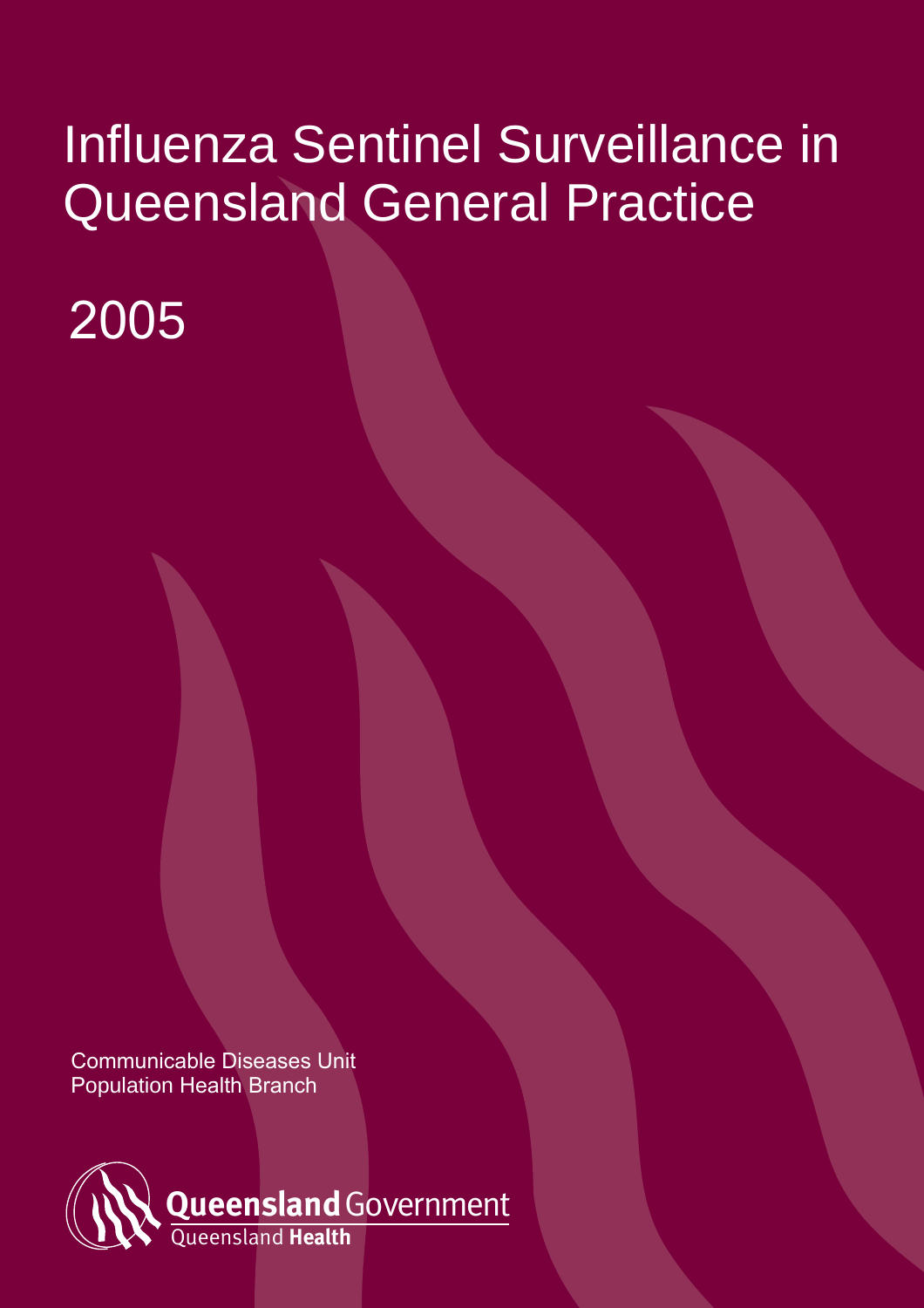# Influenza Sentinel Surveillance in Queensland General Practice

# 2005

Communicable Diseases Unit
Population Health Branch

Queensland Government
Queensland Health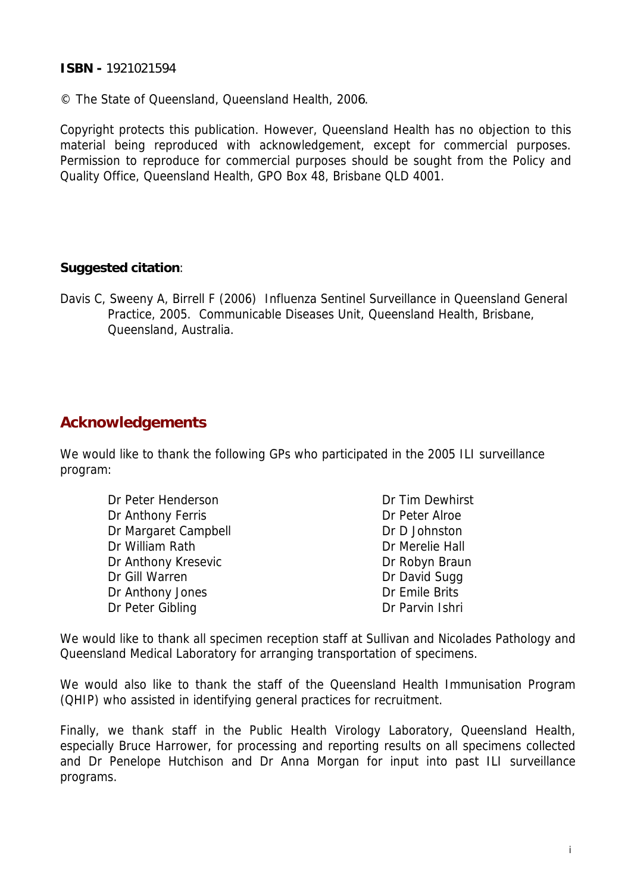**ISBN -** 1921021594

© The State of Queensland, Queensland Health, 2006.

Copyright protects this publication. However, Queensland Health has no objection to this material being reproduced with acknowledgement, except for commercial purposes. Permission to reproduce for commercial purposes should be sought from the Policy and Quality Office, Queensland Health, GPO Box 48, Brisbane QLD 4001.

**Suggested citation**:

Davis C, Sweeny A, Birrell F (2006) Influenza Sentinel Surveillance in Queensland General Practice, 2005. Communicable Diseases Unit, Queensland Health, Brisbane, Queensland, Australia.

## Acknowledgements

We would like to thank the following GPs who participated in the 2005 ILI surveillance program:

Dr Peter Henderson
Dr Anthony Ferris
Dr Margaret Campbell
Dr William Rath
Dr Anthony Kresevic
Dr Gill Warren
Dr Anthony Jones
Dr Peter Gibling
Dr Tim Dewhirst
Dr Peter Alroe
Dr D Johnston
Dr Merelie Hall
Dr Robyn Braun
Dr David Sugg
Dr Emile Brits
Dr Parvin Ishri

We would like to thank all specimen reception staff at Sullivan and Nicolades Pathology and Queensland Medical Laboratory for arranging transportation of specimens.

We would also like to thank the staff of the Queensland Health Immunisation Program (QHIP) who assisted in identifying general practices for recruitment.

Finally, we thank staff in the Public Health Virology Laboratory, Queensland Health, especially Bruce Harrower, for processing and reporting results on all specimens collected and Dr Penelope Hutchison and Dr Anna Morgan for input into past ILI surveillance programs.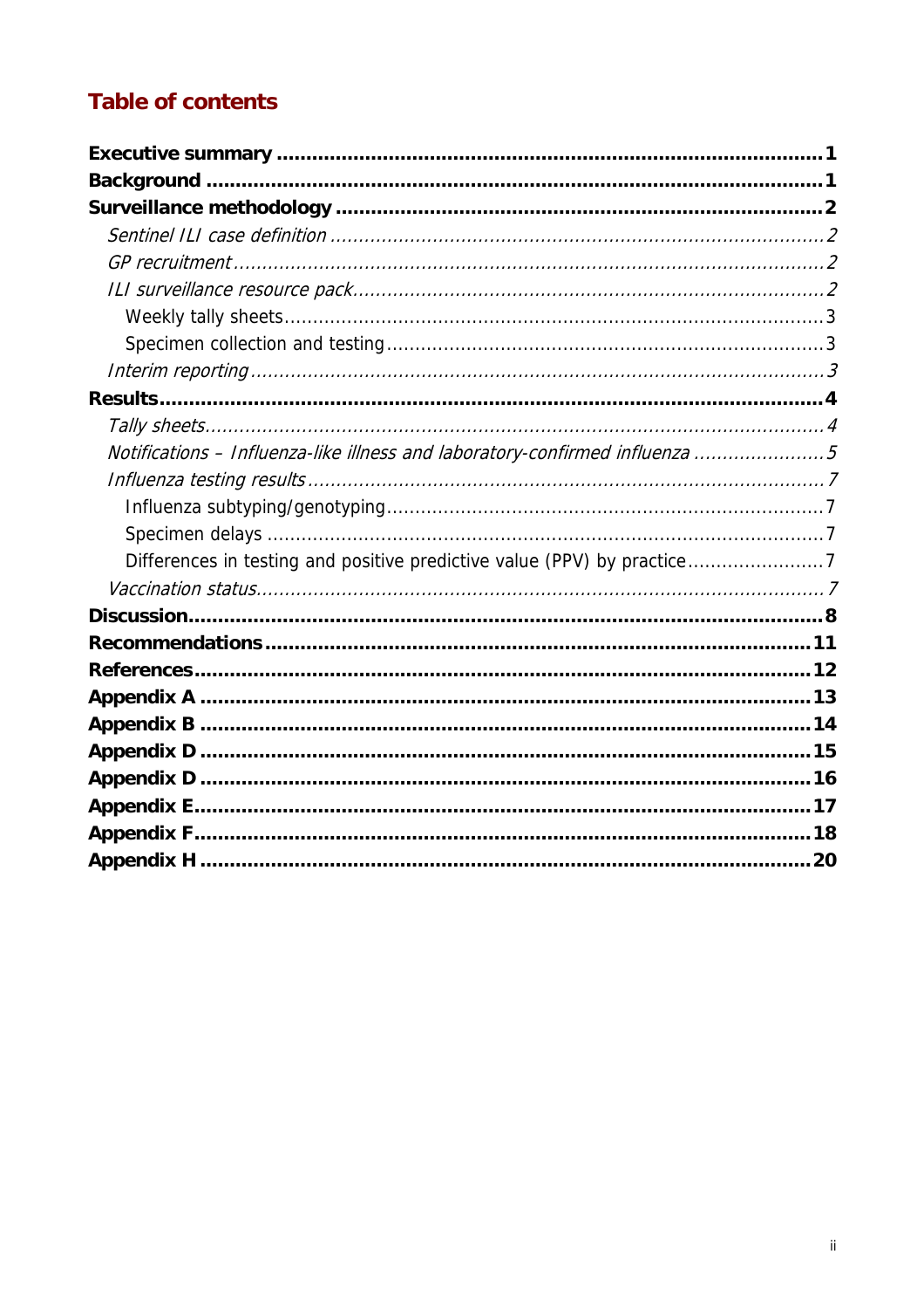## Table of contents

**Executive summary** ........................................................................................ **1**
**Background** ................................................................................................ **1**
**Surveillance methodology** ............................................................................ **2**
*Sentinel ILI case definition* ............................................................................ *2*
*GP recruitment* .............................................................................................. *2*
*ILI surveillance resource pack* ........................................................................ *2*
Weekly tally sheets ........................................................................................... 3
Specimen collection and testing ....................................................................... 3
*Interim reporting* ............................................................................................ *3*
**Results** ........................................................................................................ **4**
*Tally sheets* .................................................................................................... *4*
*Notifications – Influenza-like illness and laboratory-confirmed influenza* ............ *5*
*Influenza testing results* ................................................................................. *7*
Influenza subtyping/genotyping ......................................................................... 7
Specimen delays ............................................................................................... 7
Differences in testing and positive predictive value (PPV) by practice ................ 7
*Vaccination status* .......................................................................................... *7*
**Discussion** ................................................................................................... **8**
**Recommendations** ........................................................................................ **11**
**References** ................................................................................................... **12**
**Appendix A** .................................................................................................. **13**
**Appendix B** .................................................................................................. **14**
**Appendix D** .................................................................................................. **15**
**Appendix D** .................................................................................................. **16**
**Appendix E** .................................................................................................. **17**
**Appendix F** .................................................................................................. **18**
**Appendix H** .................................................................................................. **20**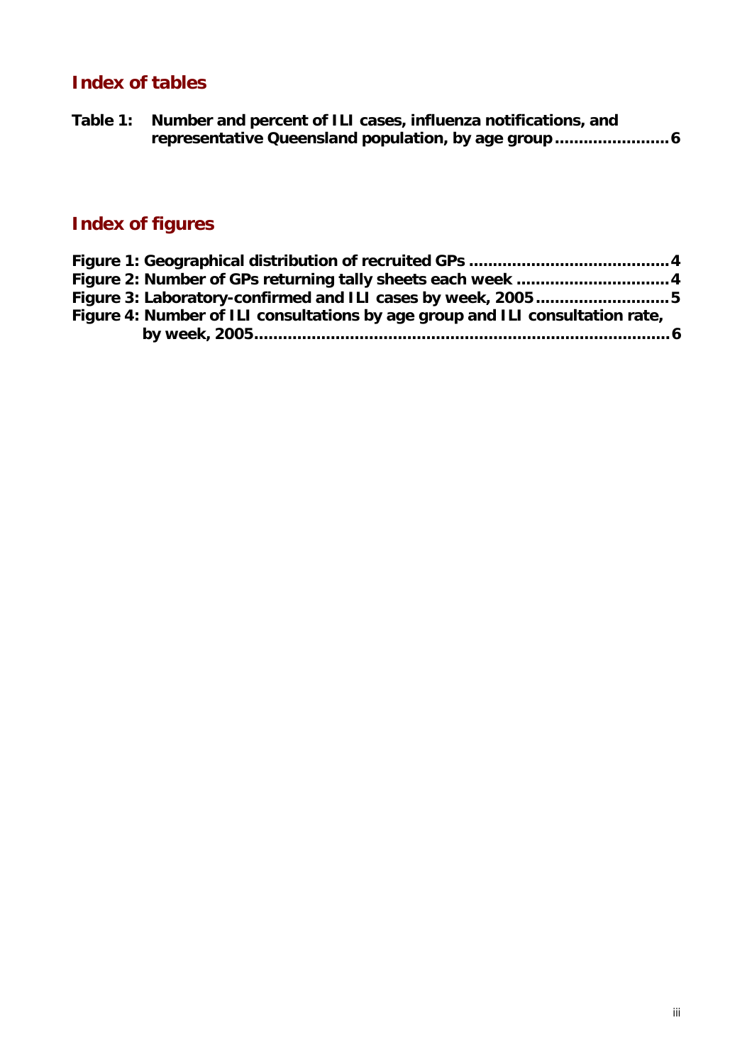## Index of tables

**Table 1: Number and percent of ILI cases, influenza notifications, and representative Queensland population, by age group ....................... 6**

## Index of figures

**Figure 1: Geographical distribution of recruited GPs ........................................ 4**
**Figure 2: Number of GPs returning tally sheets each week ............................... 4**
**Figure 3: Laboratory-confirmed and ILI cases by week, 2005 ........................... 5**
**Figure 4: Number of ILI consultations by age group and ILI consultation rate, by week, 2005 ..................................................................................... 6**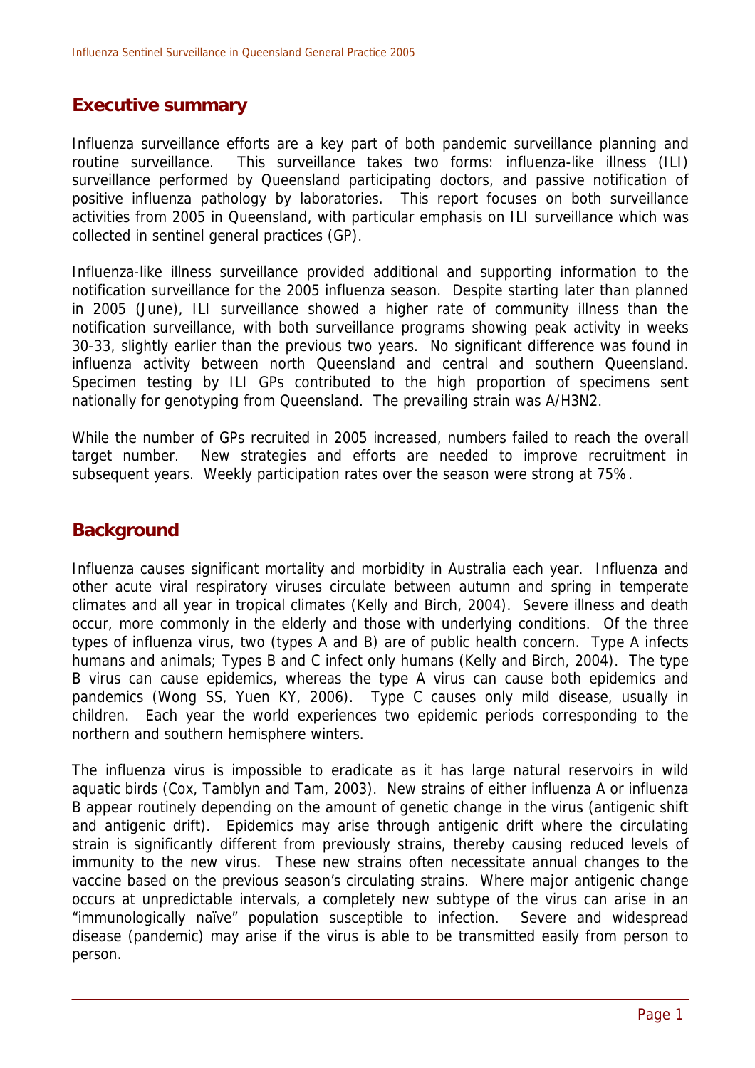## Executive summary

Influenza surveillance efforts are a key part of both pandemic surveillance planning and routine surveillance. This surveillance takes two forms: influenza-like illness (ILI) surveillance performed by Queensland participating doctors, and passive notification of positive influenza pathology by laboratories. This report focuses on both surveillance activities from 2005 in Queensland, with particular emphasis on ILI surveillance which was collected in sentinel general practices (GP).

Influenza-like illness surveillance provided additional and supporting information to the notification surveillance for the 2005 influenza season. Despite starting later than planned in 2005 (June), ILI surveillance showed a higher rate of community illness than the notification surveillance, with both surveillance programs showing peak activity in weeks 30-33, slightly earlier than the previous two years. No significant difference was found in influenza activity between north Queensland and central and southern Queensland. Specimen testing by ILI GPs contributed to the high proportion of specimens sent nationally for genotyping from Queensland. The prevailing strain was A/H3N2.

While the number of GPs recruited in 2005 increased, numbers failed to reach the overall target number. New strategies and efforts are needed to improve recruitment in subsequent years. Weekly participation rates over the season were strong at 75%.

## Background

Influenza causes significant mortality and morbidity in Australia each year. Influenza and other acute viral respiratory viruses circulate between autumn and spring in temperate climates and all year in tropical climates (Kelly and Birch, 2004). Severe illness and death occur, more commonly in the elderly and those with underlying conditions. Of the three types of influenza virus, two (types A and B) are of public health concern. Type A infects humans and animals; Types B and C infect only humans (Kelly and Birch, 2004). The type B virus can cause epidemics, whereas the type A virus can cause both epidemics and pandemics (Wong SS, Yuen KY, 2006). Type C causes only mild disease, usually in children. Each year the world experiences two epidemic periods corresponding to the northern and southern hemisphere winters.

The influenza virus is impossible to eradicate as it has large natural reservoirs in wild aquatic birds (Cox, Tamblyn and Tam, 2003). New strains of either influenza A or influenza B appear routinely depending on the amount of genetic change in the virus (antigenic shift and antigenic drift). Epidemics may arise through antigenic drift where the circulating strain is significantly different from previously strains, thereby causing reduced levels of immunity to the new virus. These new strains often necessitate annual changes to the vaccine based on the previous season's circulating strains. Where major antigenic change occurs at unpredictable intervals, a completely new subtype of the virus can arise in an "immunologically naïve" population susceptible to infection. Severe and widespread disease (pandemic) may arise if the virus is able to be transmitted easily from person to person.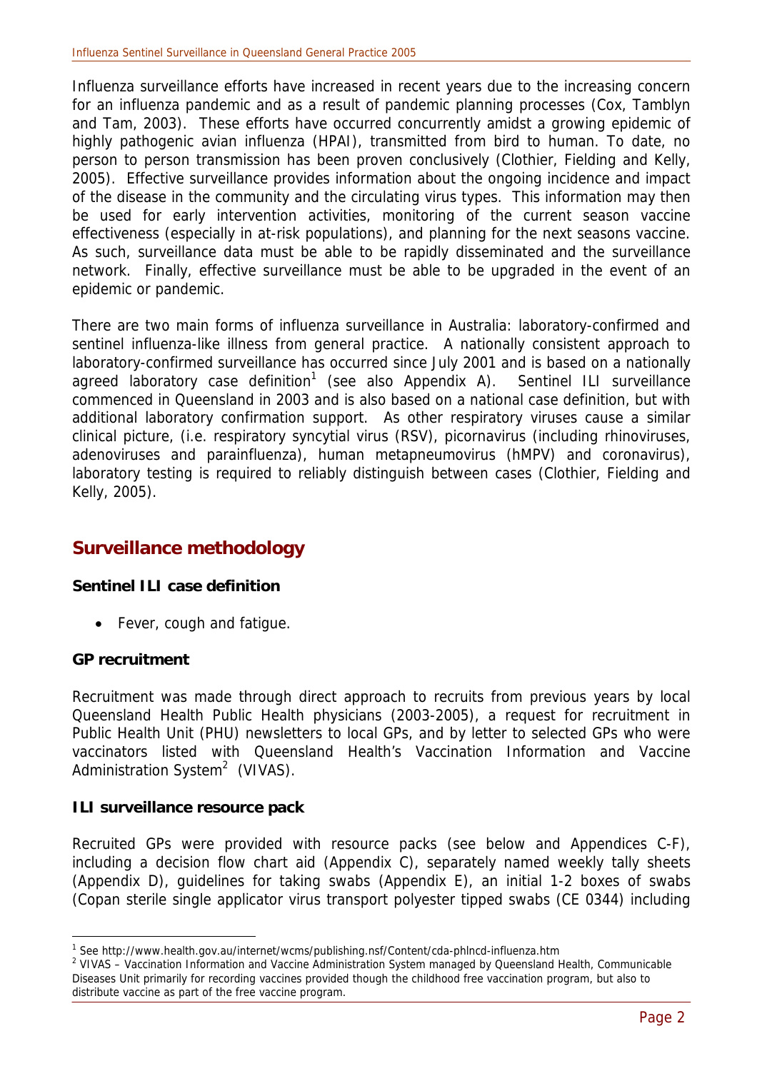Influenza surveillance efforts have increased in recent years due to the increasing concern for an influenza pandemic and as a result of pandemic planning processes (Cox, Tamblyn and Tam, 2003). These efforts have occurred concurrently amidst a growing epidemic of highly pathogenic avian influenza (HPAI), transmitted from bird to human. To date, no person to person transmission has been proven conclusively (Clothier, Fielding and Kelly, 2005). Effective surveillance provides information about the ongoing incidence and impact of the disease in the community and the circulating virus types. This information may then be used for early intervention activities, monitoring of the current season vaccine effectiveness (especially in at-risk populations), and planning for the next seasons vaccine. As such, surveillance data must be able to be rapidly disseminated and the surveillance network. Finally, effective surveillance must be able to be upgraded in the event of an epidemic or pandemic.

There are two main forms of influenza surveillance in Australia: laboratory-confirmed and sentinel influenza-like illness from general practice. A nationally consistent approach to laboratory-confirmed surveillance has occurred since July 2001 and is based on a nationally agreed laboratory case definition[1] (see also Appendix A). Sentinel ILI surveillance commenced in Queensland in 2003 and is also based on a national case definition, but with additional laboratory confirmation support. As other respiratory viruses cause a similar clinical picture, (i.e. respiratory syncytial virus (RSV), picornavirus (including rhinoviruses, adenoviruses and parainfluenza), human metapneumovirus (hMPV) and coronavirus), laboratory testing is required to reliably distinguish between cases (Clothier, Fielding and Kelly, 2005).

## Surveillance methodology

### Sentinel ILI case definition

- Fever, cough and fatigue.

### GP recruitment

Recruitment was made through direct approach to recruits from previous years by local Queensland Health Public Health physicians (2003-2005), a request for recruitment in Public Health Unit (PHU) newsletters to local GPs, and by letter to selected GPs who were vaccinators listed with Queensland Health's Vaccination Information and Vaccine Administration System[2] (VIVAS).

### ILI surveillance resource pack

Recruited GPs were provided with resource packs (see below and Appendices C-F), including a decision flow chart aid (Appendix C), separately named weekly tally sheets (Appendix D), guidelines for taking swabs (Appendix E), an initial 1-2 boxes of swabs (Copan sterile single applicator virus transport polyester tipped swabs (CE 0344) including

[1] See http://www.health.gov.au/internet/wcms/publishing.nsf/Content/cda-phlncd-influenza.htm

[2] VIVAS – Vaccination Information and Vaccine Administration System managed by Queensland Health, Communicable Diseases Unit primarily for recording vaccines provided though the childhood free vaccination program, but also to distribute vaccine as part of the free vaccine program.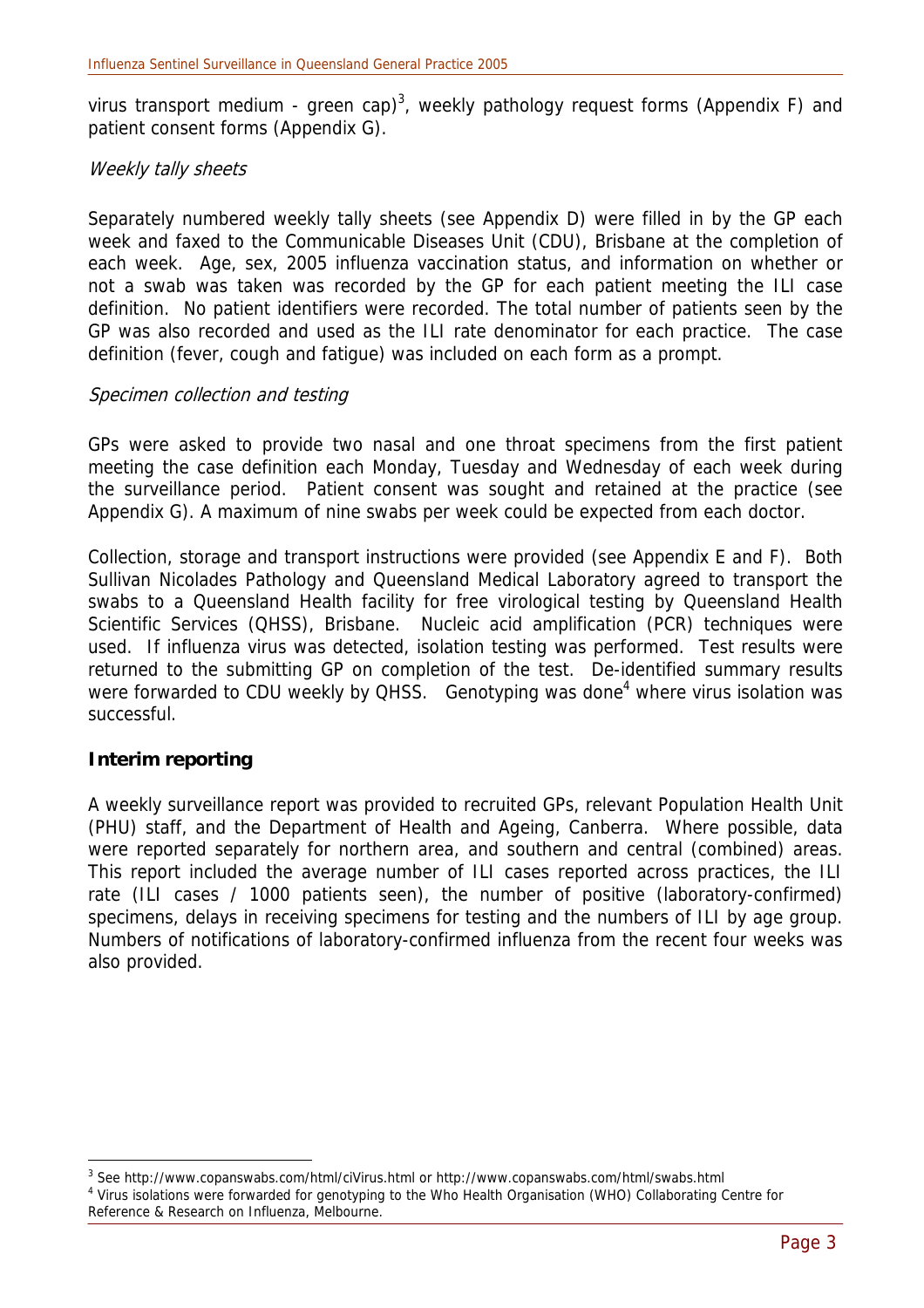virus transport medium - green cap)[3], weekly pathology request forms (Appendix F) and patient consent forms (Appendix G).

*Weekly tally sheets*

Separately numbered weekly tally sheets (see Appendix D) were filled in by the GP each week and faxed to the Communicable Diseases Unit (CDU), Brisbane at the completion of each week. Age, sex, 2005 influenza vaccination status, and information on whether or not a swab was taken was recorded by the GP for each patient meeting the ILI case definition. No patient identifiers were recorded. The total number of patients seen by the GP was also recorded and used as the ILI rate denominator for each practice. The case definition (fever, cough and fatigue) was included on each form as a prompt.

*Specimen collection and testing*

GPs were asked to provide two nasal and one throat specimens from the first patient meeting the case definition each Monday, Tuesday and Wednesday of each week during the surveillance period. Patient consent was sought and retained at the practice (see Appendix G). A maximum of nine swabs per week could be expected from each doctor.

Collection, storage and transport instructions were provided (see Appendix E and F). Both Sullivan Nicolades Pathology and Queensland Medical Laboratory agreed to transport the swabs to a Queensland Health facility for free virological testing by Queensland Health Scientific Services (QHSS), Brisbane. Nucleic acid amplification (PCR) techniques were used. If influenza virus was detected, isolation testing was performed. Test results were returned to the submitting GP on completion of the test. De-identified summary results were forwarded to CDU weekly by QHSS. Genotyping was done[4] where virus isolation was successful.

**Interim reporting**

A weekly surveillance report was provided to recruited GPs, relevant Population Health Unit (PHU) staff, and the Department of Health and Ageing, Canberra. Where possible, data were reported separately for northern area, and southern and central (combined) areas. This report included the average number of ILI cases reported across practices, the ILI rate (ILI cases / 1000 patients seen), the number of positive (laboratory-confirmed) specimens, delays in receiving specimens for testing and the numbers of ILI by age group. Numbers of notifications of laboratory-confirmed influenza from the recent four weeks was also provided.

---

[3] See http://www.copanswabs.com/html/ciVirus.html or http://www.copanswabs.com/html/swabs.html

[4] Virus isolations were forwarded for genotyping to the Who Health Organisation (WHO) Collaborating Centre for Reference & Research on Influenza, Melbourne.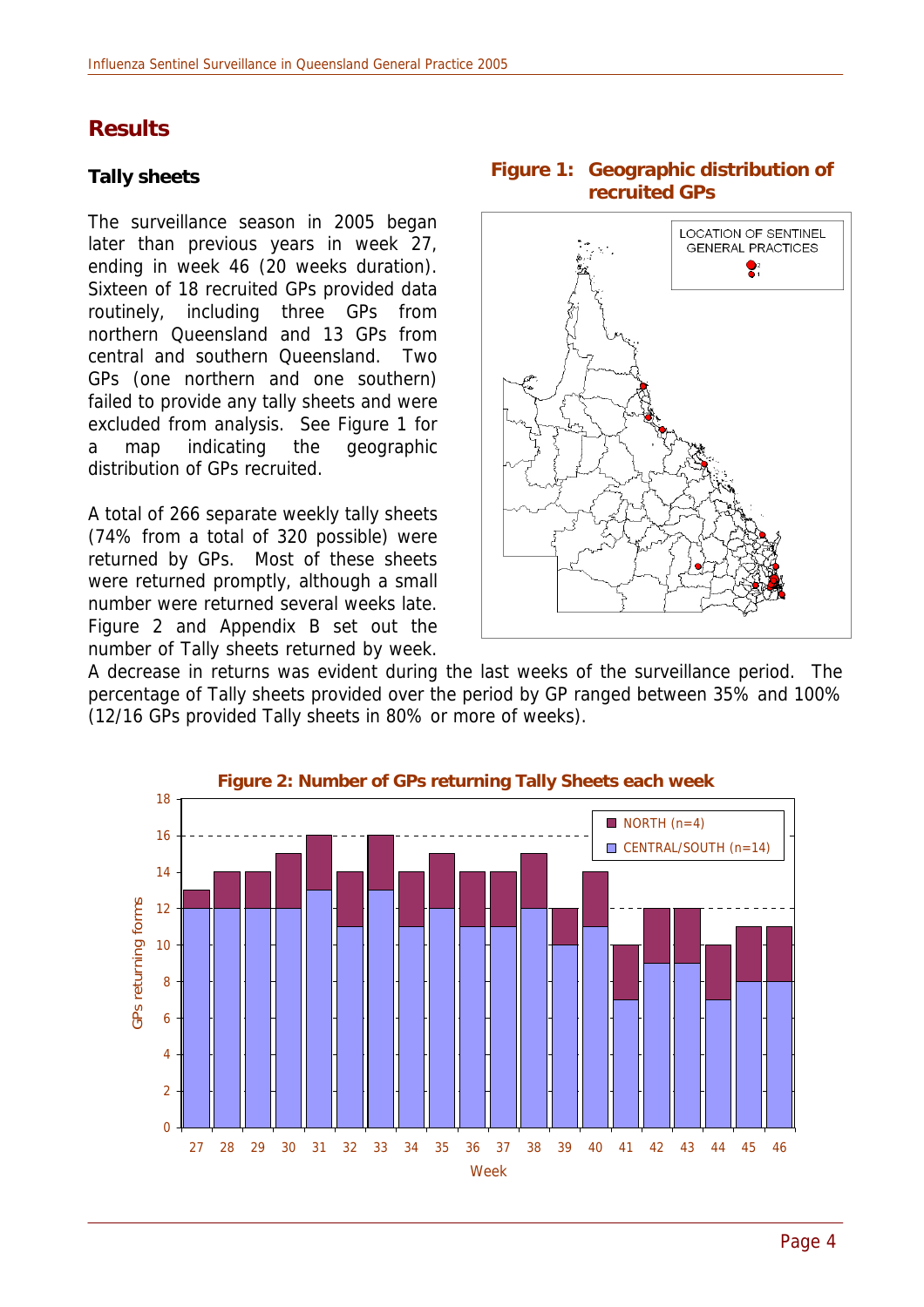# Results

### Tally sheets

The surveillance season in 2005 began later than previous years in week 27, ending in week 46 (20 weeks duration). Sixteen of 18 recruited GPs provided data routinely, including three GPs from northern Queensland and 13 GPs from central and southern Queensland. Two GPs (one northern and one southern) failed to provide any tally sheets and were excluded from analysis. See Figure 1 for a map indicating the geographic distribution of GPs recruited.

**Figure 1: Geographic distribution of recruited GPs**

A total of 266 separate weekly tally sheets (74% from a total of 320 possible) were returned by GPs. Most of these sheets were returned promptly, although a small number were returned several weeks late. Figure 2 and Appendix B set out the number of Tally sheets returned by week. A decrease in returns was evident during the last weeks of the surveillance period. The percentage of Tally sheets provided over the period by GP ranged between 35% and 100% (12/16 GPs provided Tally sheets in 80% or more of weeks).

**Figure 2: Number of GPs returning Tally Sheets each week**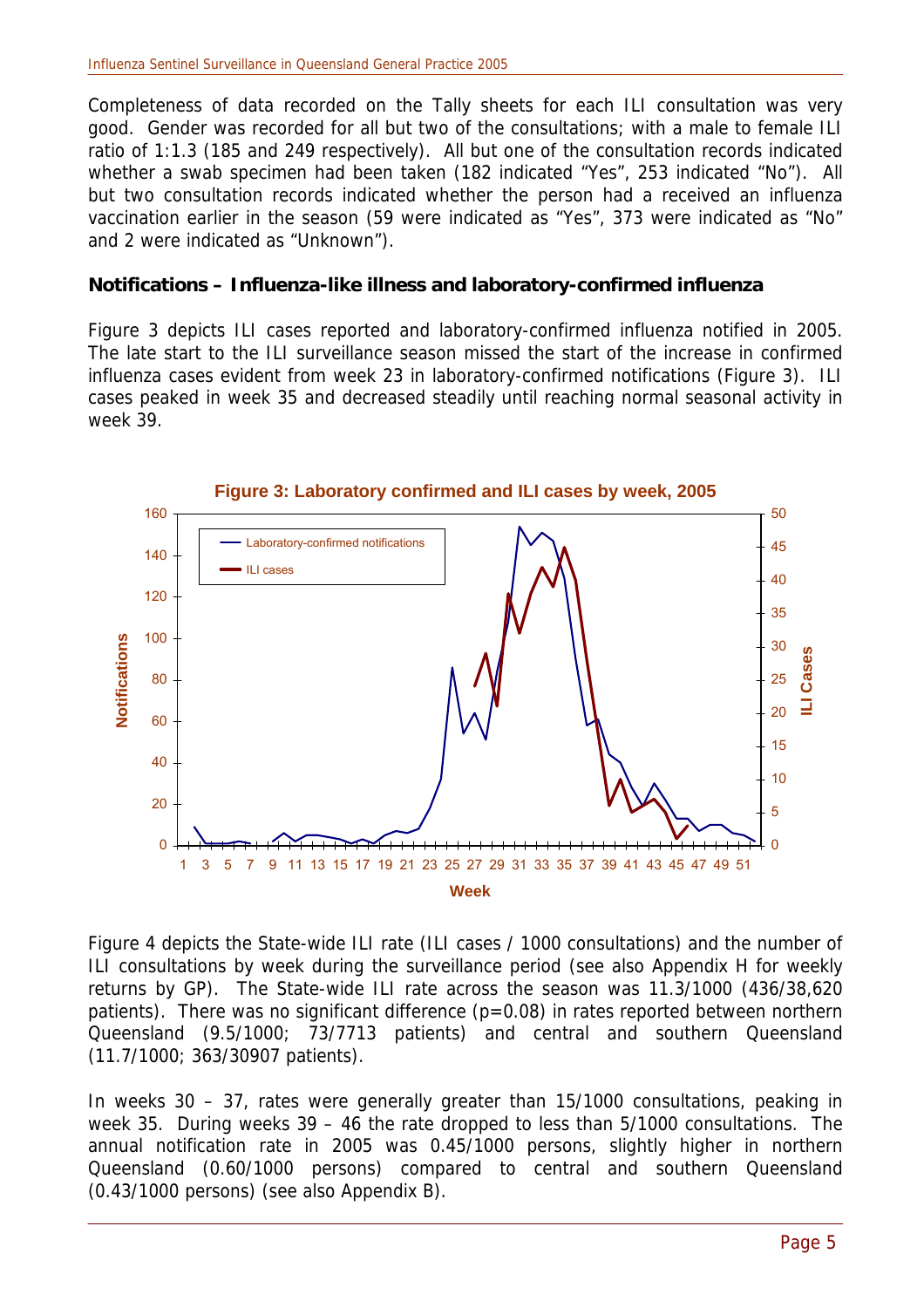Completeness of data recorded on the Tally sheets for each ILI consultation was very good. Gender was recorded for all but two of the consultations; with a male to female ILI ratio of 1:1.3 (185 and 249 respectively). All but one of the consultation records indicated whether a swab specimen had been taken (182 indicated "Yes", 253 indicated "No"). All but two consultation records indicated whether the person had a received an influenza vaccination earlier in the season (59 were indicated as "Yes", 373 were indicated as "No" and 2 were indicated as "Unknown").

### Notifications – Influenza-like illness and laboratory-confirmed influenza

Figure 3 depicts ILI cases reported and laboratory-confirmed influenza notified in 2005. The late start to the ILI surveillance season missed the start of the increase in confirmed influenza cases evident from week 23 in laboratory-confirmed notifications (Figure 3). ILI cases peaked in week 35 and decreased steadily until reaching normal seasonal activity in week 39.

**Figure 3: Laboratory confirmed and ILI cases by week, 2005**

Figure 4 depicts the State-wide ILI rate (ILI cases / 1000 consultations) and the number of ILI consultations by week during the surveillance period (see also Appendix H for weekly returns by GP). The State-wide ILI rate across the season was 11.3/1000 (436/38,620 patients). There was no significant difference ($p=0.08$) in rates reported between northern Queensland (9.5/1000; 73/7713 patients) and central and southern Queensland (11.7/1000; 363/30907 patients).

In weeks 30 – 37, rates were generally greater than 15/1000 consultations, peaking in week 35. During weeks 39 – 46 the rate dropped to less than 5/1000 consultations. The annual notification rate in 2005 was 0.45/1000 persons, slightly higher in northern Queensland (0.60/1000 persons) compared to central and southern Queensland (0.43/1000 persons) (see also Appendix B).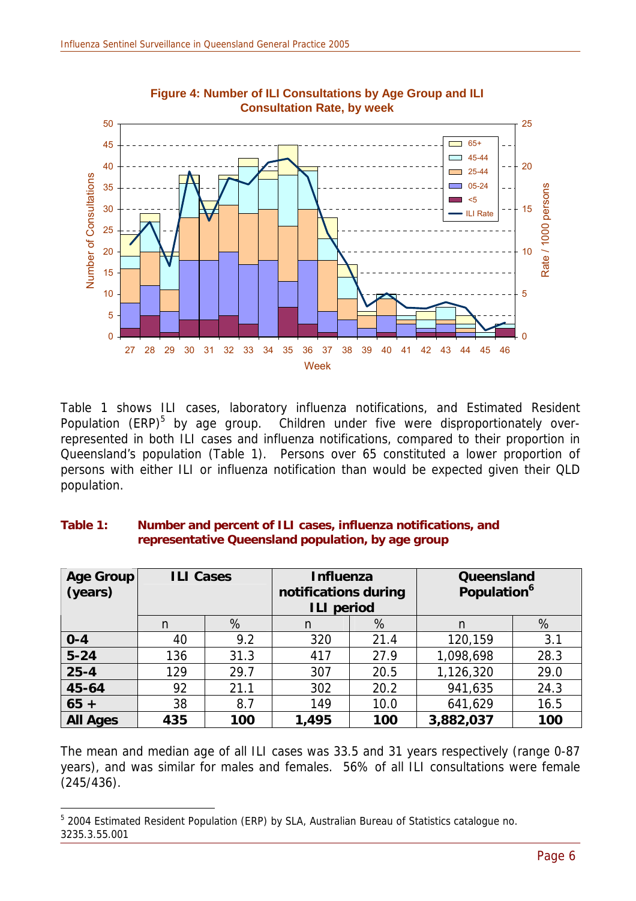**Figure 4: Number of ILI Consultations by Age Group and ILI Consultation Rate, by week**

Table 1 shows ILI cases, laboratory influenza notifications, and Estimated Resident Population (ERP)[5] by age group. Children under five were disproportionately over-represented in both ILI cases and influenza notifications, compared to their proportion in Queensland's population (Table 1). Persons over 65 constituted a lower proportion of persons with either ILI or influenza notification than would be expected given their QLD population.

**Table 1: Number and percent of ILI cases, influenza notifications, and representative Queensland population, by age group**

| Age Group (years) | ILI Cases | | Influenza notifications during ILI period | | Queensland Population[6] | |
|---|---|---|---|---|---|---|
| | n | % | n | % | n | % |
| **0-4** | 40 | 9.2 | 320 | 21.4 | 120,159 | 3.1 |
| **5-24** | 136 | 31.3 | 417 | 27.9 | 1,098,698 | 28.3 |
| **25-4** | 129 | 29.7 | 307 | 20.5 | 1,126,320 | 29.0 |
| **45-64** | 92 | 21.1 | 302 | 20.2 | 941,635 | 24.3 |
| **65 +** | 38 | 8.7 | 149 | 10.0 | 641,629 | 16.5 |
| **All Ages** | **435** | **100** | **1,495** | **100** | **3,882,037** | **100** |

The mean and median age of all ILI cases was 33.5 and 31 years respectively (range 0-87 years), and was similar for males and females. 56% of all ILI consultations were female (245/436).

[5] 2004 Estimated Resident Population (ERP) by SLA, Australian Bureau of Statistics catalogue no. 3235.3.55.001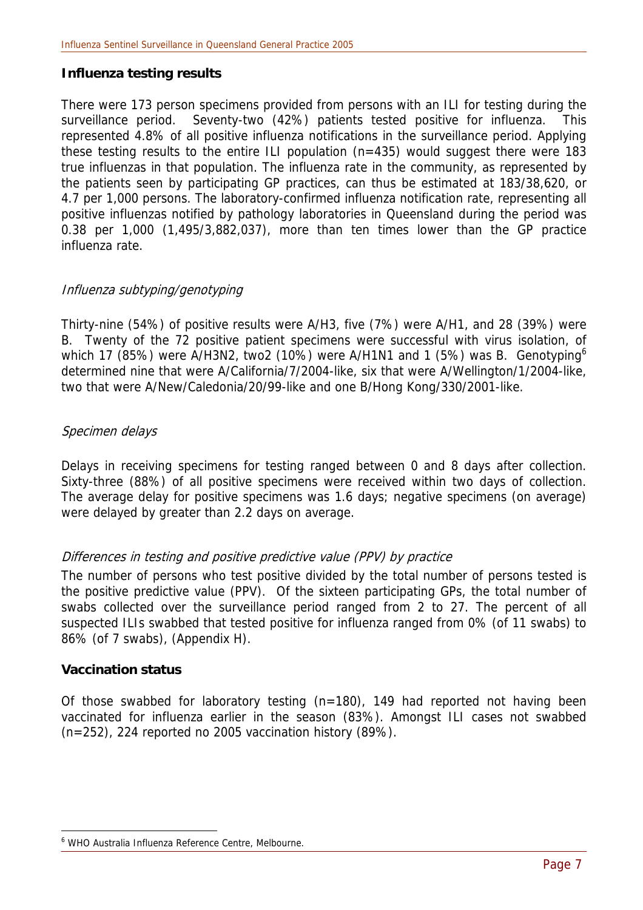## Influenza testing results

There were 173 person specimens provided from persons with an ILI for testing during the surveillance period. Seventy-two (42%) patients tested positive for influenza. This represented 4.8% of all positive influenza notifications in the surveillance period. Applying these testing results to the entire ILI population (n=435) would suggest there were 183 true influenzas in that population. The influenza rate in the community, as represented by the patients seen by participating GP practices, can thus be estimated at 183/38,620, or 4.7 per 1,000 persons. The laboratory-confirmed influenza notification rate, representing all positive influenzas notified by pathology laboratories in Queensland during the period was 0.38 per 1,000 (1,495/3,882,037), more than ten times lower than the GP practice influenza rate.

### *Influenza subtyping/genotyping*

Thirty-nine (54%) of positive results were A/H3, five (7%) were A/H1, and 28 (39%) were B. Twenty of the 72 positive patient specimens were successful with virus isolation, of which 17 (85%) were A/H3N2, two2 (10%) were A/H1N1 and 1 (5%) was B. Genotyping[6] determined nine that were A/California/7/2004-like, six that were A/Wellington/1/2004-like, two that were A/New/Caledonia/20/99-like and one B/Hong Kong/330/2001-like.

### *Specimen delays*

Delays in receiving specimens for testing ranged between 0 and 8 days after collection. Sixty-three (88%) of all positive specimens were received within two days of collection. The average delay for positive specimens was 1.6 days; negative specimens (on average) were delayed by greater than 2.2 days on average.

### *Differences in testing and positive predictive value (PPV) by practice*

The number of persons who test positive divided by the total number of persons tested is the positive predictive value (PPV). Of the sixteen participating GPs, the total number of swabs collected over the surveillance period ranged from 2 to 27. The percent of all suspected ILIs swabbed that tested positive for influenza ranged from 0% (of 11 swabs) to 86% (of 7 swabs), (Appendix H).

## Vaccination status

Of those swabbed for laboratory testing (n=180), 149 had reported not having been vaccinated for influenza earlier in the season (83%). Amongst ILI cases not swabbed (n=252), 224 reported no 2005 vaccination history (89%).

---

[6] WHO Australia Influenza Reference Centre, Melbourne.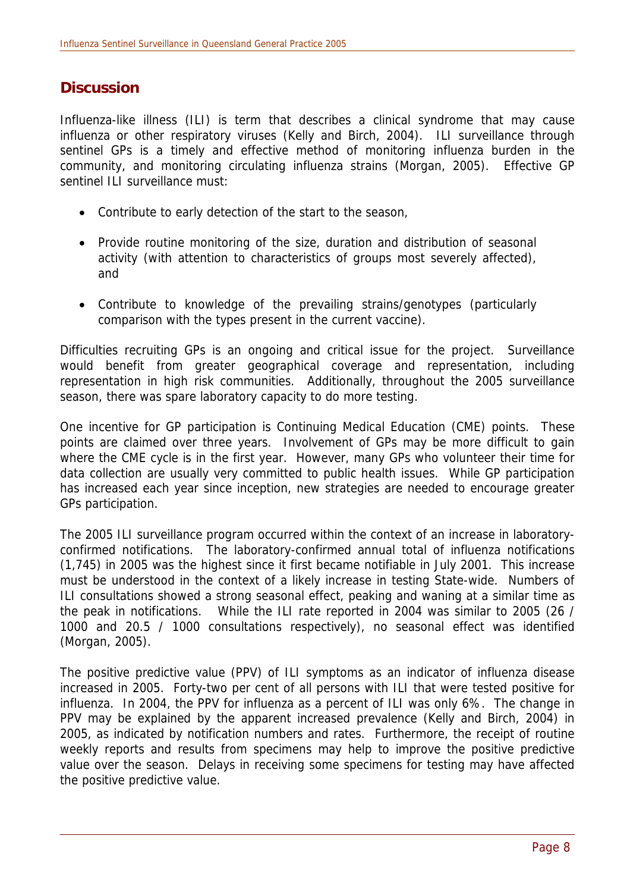## Discussion

Influenza-like illness (ILI) is term that describes a clinical syndrome that may cause influenza or other respiratory viruses (Kelly and Birch, 2004). ILI surveillance through sentinel GPs is a timely and effective method of monitoring influenza burden in the community, and monitoring circulating influenza strains (Morgan, 2005). Effective GP sentinel ILI surveillance must:

- Contribute to early detection of the start to the season,
- Provide routine monitoring of the size, duration and distribution of seasonal activity (with attention to characteristics of groups most severely affected), and
- Contribute to knowledge of the prevailing strains/genotypes (particularly comparison with the types present in the current vaccine).

Difficulties recruiting GPs is an ongoing and critical issue for the project. Surveillance would benefit from greater geographical coverage and representation, including representation in high risk communities. Additionally, throughout the 2005 surveillance season, there was spare laboratory capacity to do more testing.

One incentive for GP participation is Continuing Medical Education (CME) points. These points are claimed over three years. Involvement of GPs may be more difficult to gain where the CME cycle is in the first year. However, many GPs who volunteer their time for data collection are usually very committed to public health issues. While GP participation has increased each year since inception, new strategies are needed to encourage greater GPs participation.

The 2005 ILI surveillance program occurred within the context of an increase in laboratory-confirmed notifications. The laboratory-confirmed annual total of influenza notifications (1,745) in 2005 was the highest since it first became notifiable in July 2001. This increase must be understood in the context of a likely increase in testing State-wide. Numbers of ILI consultations showed a strong seasonal effect, peaking and waning at a similar time as the peak in notifications. While the ILI rate reported in 2004 was similar to 2005 (26 / 1000 and 20.5 / 1000 consultations respectively), no seasonal effect was identified (Morgan, 2005).

The positive predictive value (PPV) of ILI symptoms as an indicator of influenza disease increased in 2005. Forty-two per cent of all persons with ILI that were tested positive for influenza. In 2004, the PPV for influenza as a percent of ILI was only 6%. The change in PPV may be explained by the apparent increased prevalence (Kelly and Birch, 2004) in 2005, as indicated by notification numbers and rates. Furthermore, the receipt of routine weekly reports and results from specimens may help to improve the positive predictive value over the season. Delays in receiving some specimens for testing may have affected the positive predictive value.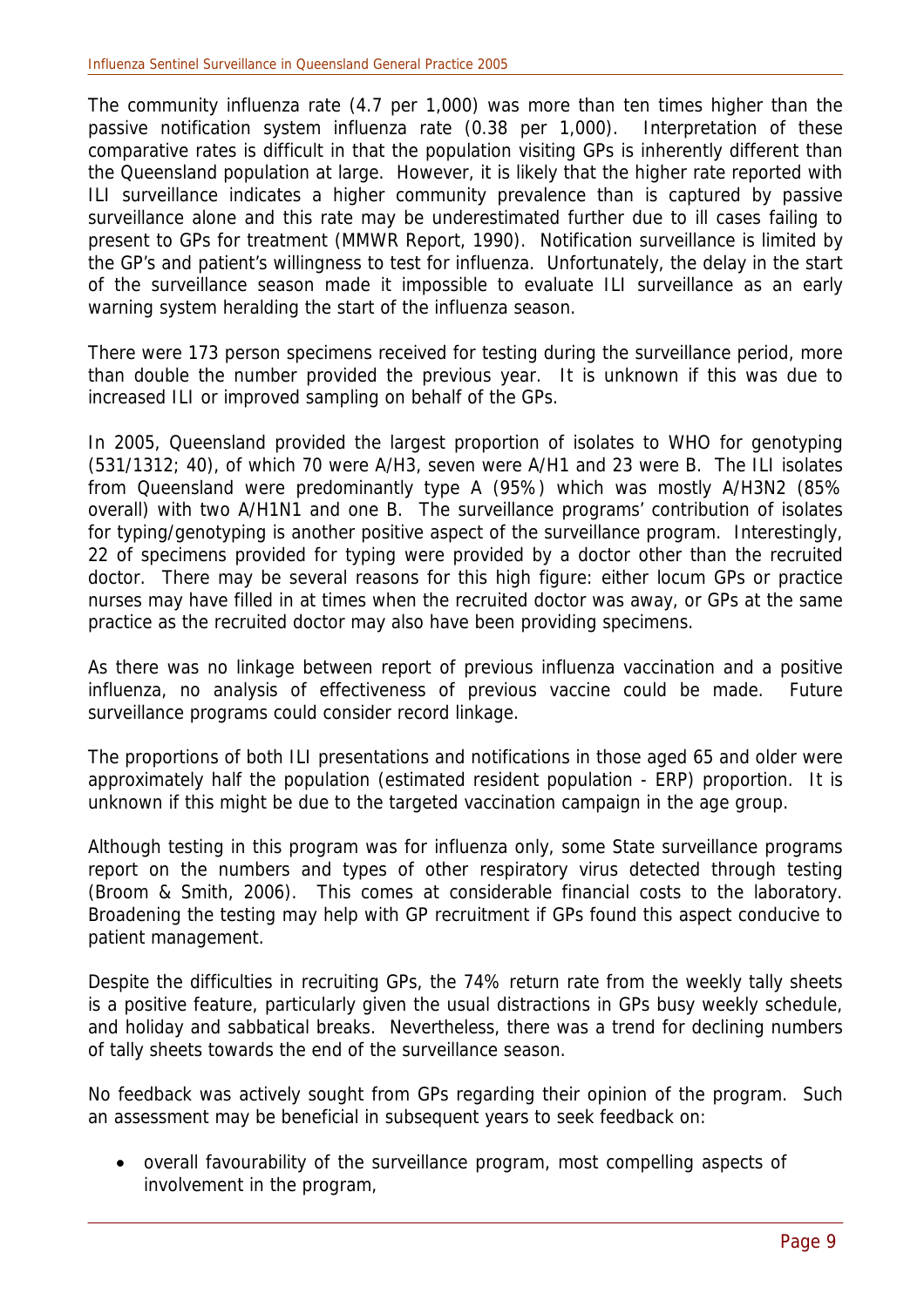The community influenza rate (4.7 per 1,000) was more than ten times higher than the passive notification system influenza rate (0.38 per 1,000). Interpretation of these comparative rates is difficult in that the population visiting GPs is inherently different than the Queensland population at large. However, it is likely that the higher rate reported with ILI surveillance indicates a higher community prevalence than is captured by passive surveillance alone and this rate may be underestimated further due to ill cases failing to present to GPs for treatment (MMWR Report, 1990). Notification surveillance is limited by the GP's and patient's willingness to test for influenza. Unfortunately, the delay in the start of the surveillance season made it impossible to evaluate ILI surveillance as an early warning system heralding the start of the influenza season.

There were 173 person specimens received for testing during the surveillance period, more than double the number provided the previous year. It is unknown if this was due to increased ILI or improved sampling on behalf of the GPs.

In 2005, Queensland provided the largest proportion of isolates to WHO for genotyping (531/1312; 40), of which 70 were A/H3, seven were A/H1 and 23 were B. The ILI isolates from Queensland were predominantly type A (95%) which was mostly A/H3N2 (85% overall) with two A/H1N1 and one B. The surveillance programs' contribution of isolates for typing/genotyping is another positive aspect of the surveillance program. Interestingly, 22 of specimens provided for typing were provided by a doctor other than the recruited doctor. There may be several reasons for this high figure: either locum GPs or practice nurses may have filled in at times when the recruited doctor was away, or GPs at the same practice as the recruited doctor may also have been providing specimens.

As there was no linkage between report of previous influenza vaccination and a positive influenza, no analysis of effectiveness of previous vaccine could be made. Future surveillance programs could consider record linkage.

The proportions of both ILI presentations and notifications in those aged 65 and older were approximately half the population (estimated resident population - ERP) proportion. It is unknown if this might be due to the targeted vaccination campaign in the age group.

Although testing in this program was for influenza only, some State surveillance programs report on the numbers and types of other respiratory virus detected through testing (Broom & Smith, 2006). This comes at considerable financial costs to the laboratory. Broadening the testing may help with GP recruitment if GPs found this aspect conducive to patient management.

Despite the difficulties in recruiting GPs, the 74% return rate from the weekly tally sheets is a positive feature, particularly given the usual distractions in GPs busy weekly schedule, and holiday and sabbatical breaks. Nevertheless, there was a trend for declining numbers of tally sheets towards the end of the surveillance season.

No feedback was actively sought from GPs regarding their opinion of the program. Such an assessment may be beneficial in subsequent years to seek feedback on:

- overall favourability of the surveillance program, most compelling aspects of involvement in the program,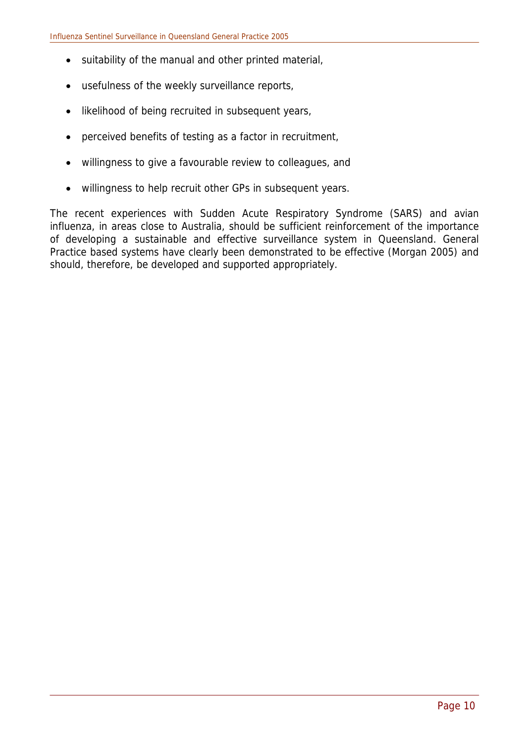- suitability of the manual and other printed material,
- usefulness of the weekly surveillance reports,
- likelihood of being recruited in subsequent years,
- perceived benefits of testing as a factor in recruitment,
- willingness to give a favourable review to colleagues, and
- willingness to help recruit other GPs in subsequent years.

The recent experiences with Sudden Acute Respiratory Syndrome (SARS) and avian influenza, in areas close to Australia, should be sufficient reinforcement of the importance of developing a sustainable and effective surveillance system in Queensland. General Practice based systems have clearly been demonstrated to be effective (Morgan 2005) and should, therefore, be developed and supported appropriately.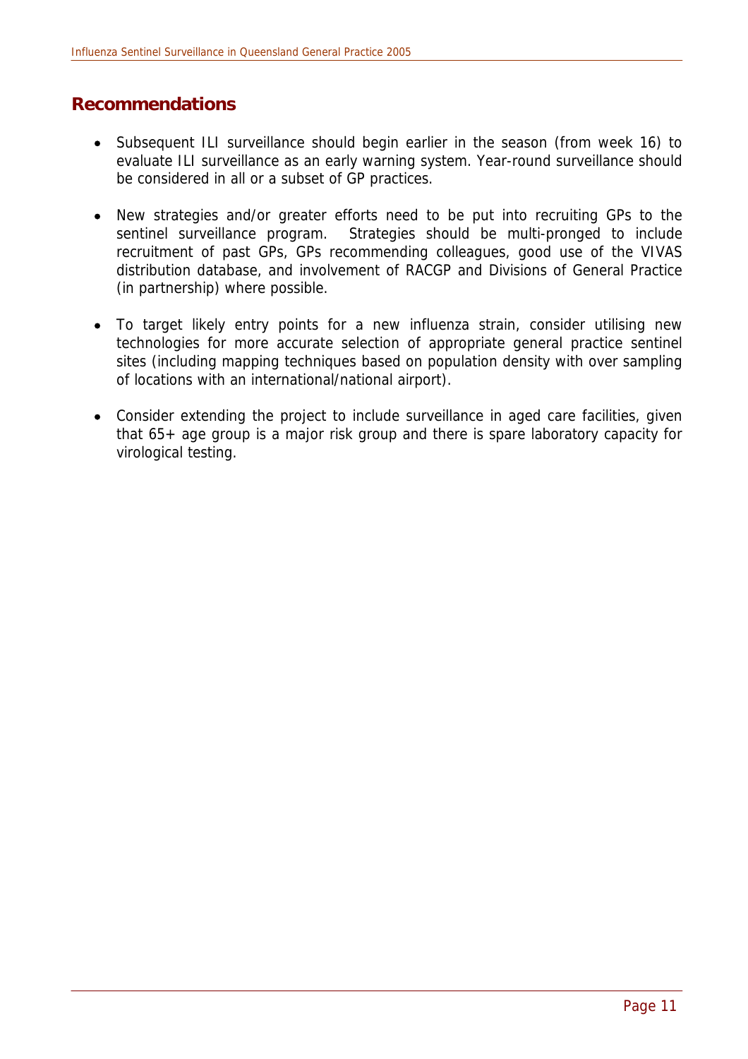## Recommendations

- Subsequent ILI surveillance should begin earlier in the season (from week 16) to evaluate ILI surveillance as an early warning system. Year-round surveillance should be considered in all or a subset of GP practices.

- New strategies and/or greater efforts need to be put into recruiting GPs to the sentinel surveillance program. Strategies should be multi-pronged to include recruitment of past GPs, GPs recommending colleagues, good use of the VIVAS distribution database, and involvement of RACGP and Divisions of General Practice (in partnership) where possible.

- To target likely entry points for a new influenza strain, consider utilising new technologies for more accurate selection of appropriate general practice sentinel sites (including mapping techniques based on population density with over sampling of locations with an international/national airport).

- Consider extending the project to include surveillance in aged care facilities, given that 65+ age group is a major risk group and there is spare laboratory capacity for virological testing.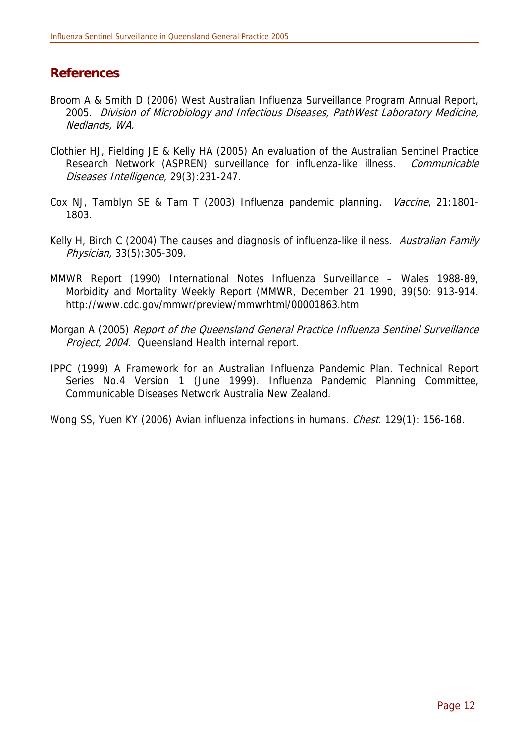## References

Broom A & Smith D (2006) West Australian Influenza Surveillance Program Annual Report, 2005. *Division of Microbiology and Infectious Diseases, PathWest Laboratory Medicine, Nedlands, WA.*

Clothier HJ, Fielding JE & Kelly HA (2005) An evaluation of the Australian Sentinel Practice Research Network (ASPREN) surveillance for influenza-like illness. *Communicable Diseases Intelligence*, 29(3):231-247.

Cox NJ, Tamblyn SE & Tam T (2003) Influenza pandemic planning. *Vaccine*, 21:1801-1803.

Kelly H, Birch C (2004) The causes and diagnosis of influenza-like illness. *Australian Family Physician,* 33(5):305-309.

MMWR Report (1990) International Notes Influenza Surveillance – Wales 1988-89, Morbidity and Mortality Weekly Report (MMWR, December 21 1990, 39(50: 913-914. http://www.cdc.gov/mmwr/preview/mmwrhtml/00001863.htm

Morgan A (2005) *Report of the Queensland General Practice Influenza Sentinel Surveillance Project, 2004*. Queensland Health internal report.

IPPC (1999) A Framework for an Australian Influenza Pandemic Plan. Technical Report Series No.4 Version 1 (June 1999). Influenza Pandemic Planning Committee, Communicable Diseases Network Australia New Zealand.

Wong SS, Yuen KY (2006) Avian influenza infections in humans. *Chest*. 129(1): 156-168.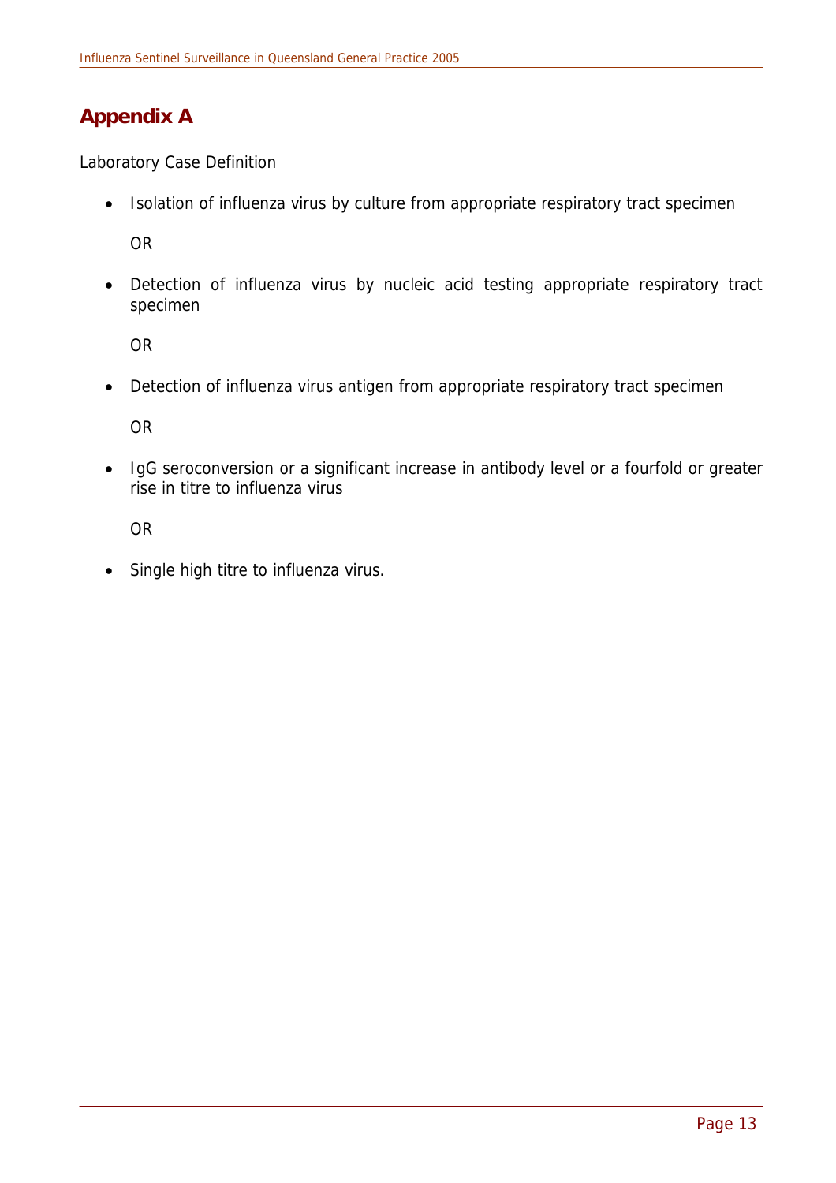## Appendix A

Laboratory Case Definition

- Isolation of influenza virus by culture from appropriate respiratory tract specimen

  OR

- Detection of influenza virus by nucleic acid testing appropriate respiratory tract specimen

  OR

- Detection of influenza virus antigen from appropriate respiratory tract specimen

  OR

- IgG seroconversion or a significant increase in antibody level or a fourfold or greater rise in titre to influenza virus

  OR

- Single high titre to influenza virus.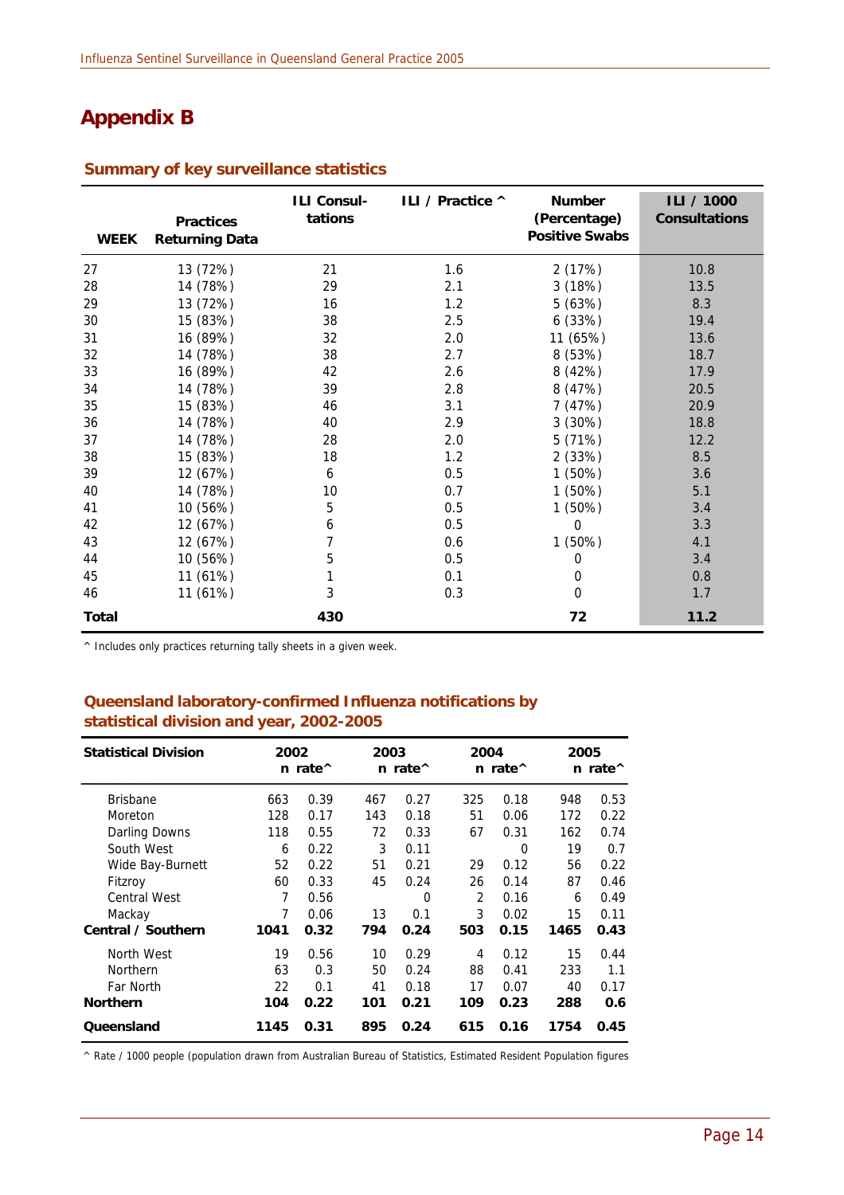# Appendix B

## Summary of key surveillance statistics

| WEEK | Practices Returning Data | ILI Consul-tations | ILI / Practice ^ | Number (Percentage) Positive Swabs | ILI / 1000 Consultations |
|---|---|---|---|---|---|
| 27 | 13 (72%) | 21 | 1.6 | 2 (17%) | 10.8 |
| 28 | 14 (78%) | 29 | 2.1 | 3 (18%) | 13.5 |
| 29 | 13 (72%) | 16 | 1.2 | 5 (63%) | 8.3 |
| 30 | 15 (83%) | 38 | 2.5 | 6 (33%) | 19.4 |
| 31 | 16 (89%) | 32 | 2.0 | 11 (65%) | 13.6 |
| 32 | 14 (78%) | 38 | 2.7 | 8 (53%) | 18.7 |
| 33 | 16 (89%) | 42 | 2.6 | 8 (42%) | 17.9 |
| 34 | 14 (78%) | 39 | 2.8 | 8 (47%) | 20.5 |
| 35 | 15 (83%) | 46 | 3.1 | 7 (47%) | 20.9 |
| 36 | 14 (78%) | 40 | 2.9 | 3 (30%) | 18.8 |
| 37 | 14 (78%) | 28 | 2.0 | 5 (71%) | 12.2 |
| 38 | 15 (83%) | 18 | 1.2 | 2 (33%) | 8.5 |
| 39 | 12 (67%) | 6 | 0.5 | 1 (50%) | 3.6 |
| 40 | 14 (78%) | 10 | 0.7 | 1 (50%) | 5.1 |
| 41 | 10 (56%) | 5 | 0.5 | 1 (50%) | 3.4 |
| 42 | 12 (67%) | 6 | 0.5 | 0 | 3.3 |
| 43 | 12 (67%) | 7 | 0.6 | 1 (50%) | 4.1 |
| 44 | 10 (56%) | 5 | 0.5 | 0 | 3.4 |
| 45 | 11 (61%) | 1 | 0.1 | 0 | 0.8 |
| 46 | 11 (61%) | 3 | 0.3 | 0 | 1.7 |
| **Total** | | **430** | | **72** | **11.2** |

^ Includes only practices returning tally sheets in a given week.

## Queensland laboratory-confirmed Influenza notifications by statistical division and year, 2002-2005

| Statistical Division | 2002 | | 2003 | | 2004 | | 2005 | |
|---|---|---|---|---|---|---|---|---|
| | n | rate^ | n | rate^ | n | rate^ | n | rate^ |
| Brisbane | 663 | 0.39 | 467 | 0.27 | 325 | 0.18 | 948 | 0.53 |
| Moreton | 128 | 0.17 | 143 | 0.18 | 51 | 0.06 | 172 | 0.22 |
| Darling Downs | 118 | 0.55 | 72 | 0.33 | 67 | 0.31 | 162 | 0.74 |
| South West | 6 | 0.22 | 3 | 0.11 | | 0 | 19 | 0.7 |
| Wide Bay-Burnett | 52 | 0.22 | 51 | 0.21 | 29 | 0.12 | 56 | 0.22 |
| Fitzroy | 60 | 0.33 | 45 | 0.24 | 26 | 0.14 | 87 | 0.46 |
| Central West | 7 | 0.56 | | 0 | 2 | 0.16 | 6 | 0.49 |
| Mackay | 7 | 0.06 | 13 | 0.1 | 3 | 0.02 | 15 | 0.11 |
| **Central / Southern** | **1041** | **0.32** | **794** | **0.24** | **503** | **0.15** | **1465** | **0.43** |
| North West | 19 | 0.56 | 10 | 0.29 | 4 | 0.12 | 15 | 0.44 |
| Northern | 63 | 0.3 | 50 | 0.24 | 88 | 0.41 | 233 | 1.1 |
| Far North | 22 | 0.1 | 41 | 0.18 | 17 | 0.07 | 40 | 0.17 |
| **Northern** | **104** | **0.22** | **101** | **0.21** | **109** | **0.23** | **288** | **0.6** |
| **Queensland** | **1145** | **0.31** | **895** | **0.24** | **615** | **0.16** | **1754** | **0.45** |

^ Rate / 1000 people (population drawn from Australian Bureau of Statistics, Estimated Resident Population figures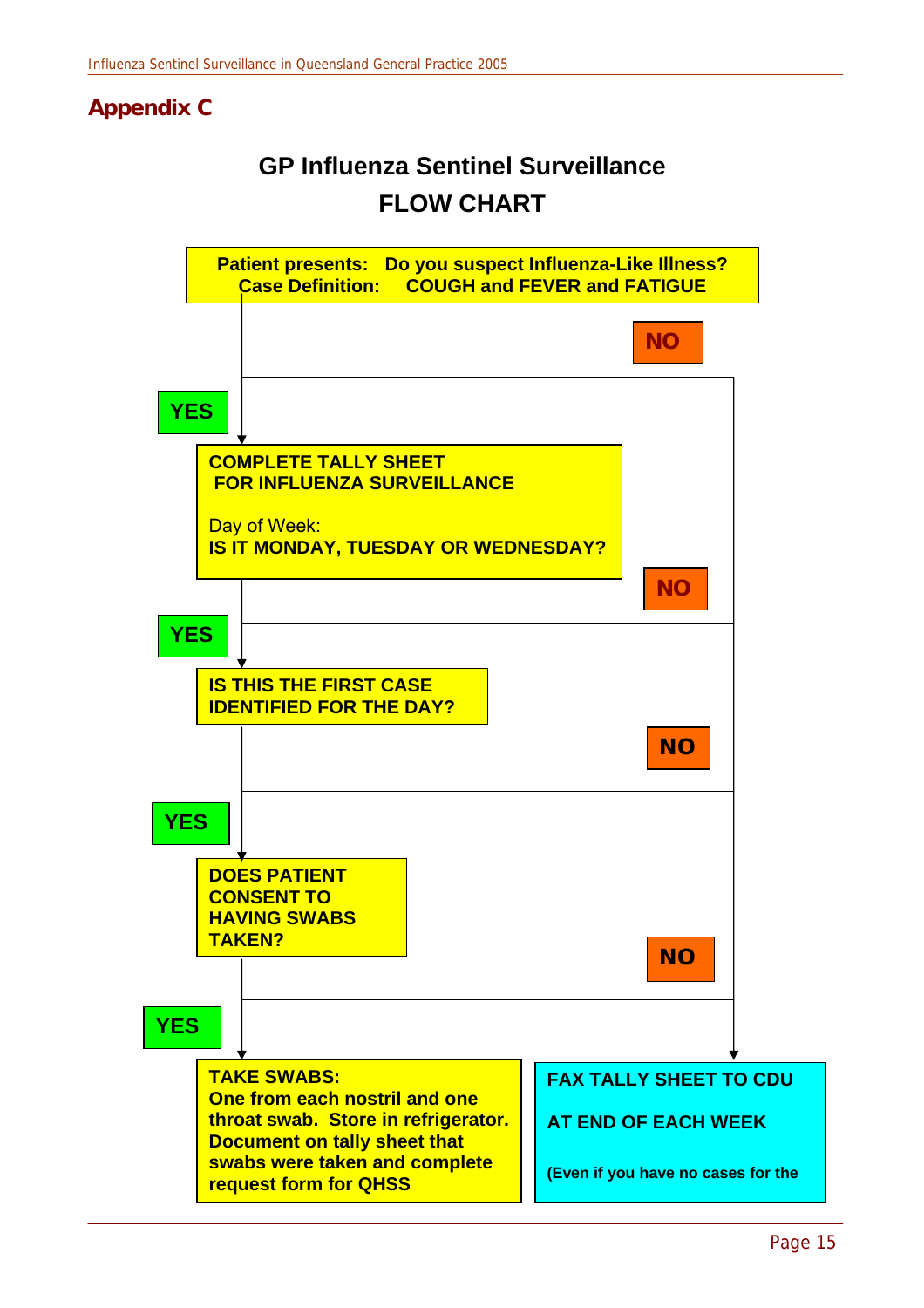## Appendix C

# GP Influenza Sentinel Surveillance
# FLOW CHART

**Patient presents: Do you suspect Influenza-Like Illness?**
**Case Definition: COUGH and FEVER and FATIGUE**

- **YES** → **COMPLETE TALLY SHEET FOR INFLUENZA SURVEILLANCE**

  Day of Week:
  **IS IT MONDAY, TUESDAY OR WEDNESDAY?**

  - **YES** → **IS THIS THE FIRST CASE IDENTIFIED FOR THE DAY?**
    - **YES** → **DOES PATIENT CONSENT TO HAVING SWABS TAKEN?**
      - **YES** → **TAKE SWABS:** **One from each nostril and one throat swab. Store in refrigerator. Document on tally sheet that swabs were taken and complete request form for QHSS**
      - **NO** → FAX TALLY SHEET TO CDU
    - **NO** → FAX TALLY SHEET TO CDU
  - **NO** → FAX TALLY SHEET TO CDU
- **NO** → FAX TALLY SHEET TO CDU

**FAX TALLY SHEET TO CDU**

**AT END OF EACH WEEK**

**(Even if you have no cases for the**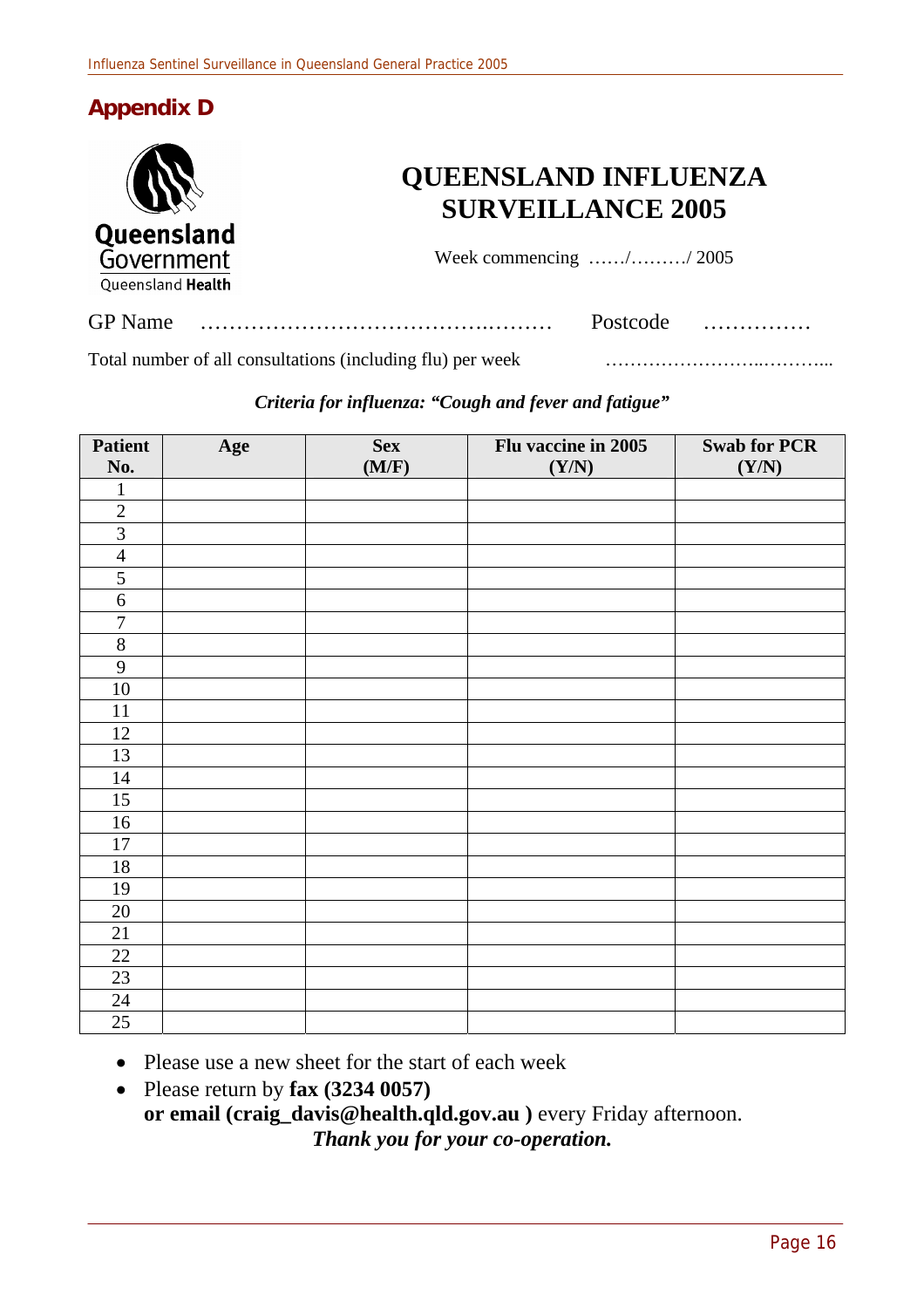## Appendix D

Queensland Government
Queensland Health

# QUEENSLAND INFLUENZA SURVEILLANCE 2005

Week commencing ……/………/ 2005

GP Name ……………………………………..……… Postcode ……………

Total number of all consultations (including flu) per week ……………………...………...

***Criteria for influenza: "Cough and fever and fatigue"***

| Patient No. | Age | Sex (M/F) | Flu vaccine in 2005 (Y/N) | Swab for PCR (Y/N) |
|---|---|---|---|---|
| 1 | | | | |
| 2 | | | | |
| 3 | | | | |
| 4 | | | | |
| 5 | | | | |
| 6 | | | | |
| 7 | | | | |
| 8 | | | | |
| 9 | | | | |
| 10 | | | | |
| 11 | | | | |
| 12 | | | | |
| 13 | | | | |
| 14 | | | | |
| 15 | | | | |
| 16 | | | | |
| 17 | | | | |
| 18 | | | | |
| 19 | | | | |
| 20 | | | | |
| 21 | | | | |
| 22 | | | | |
| 23 | | | | |
| 24 | | | | |
| 25 | | | | |

- Please use a new sheet for the start of each week
- Please return by **fax (3234 0057)** **or email (craig_davis@health.qld.gov.au )** every Friday afternoon.

***Thank you for your co-operation.***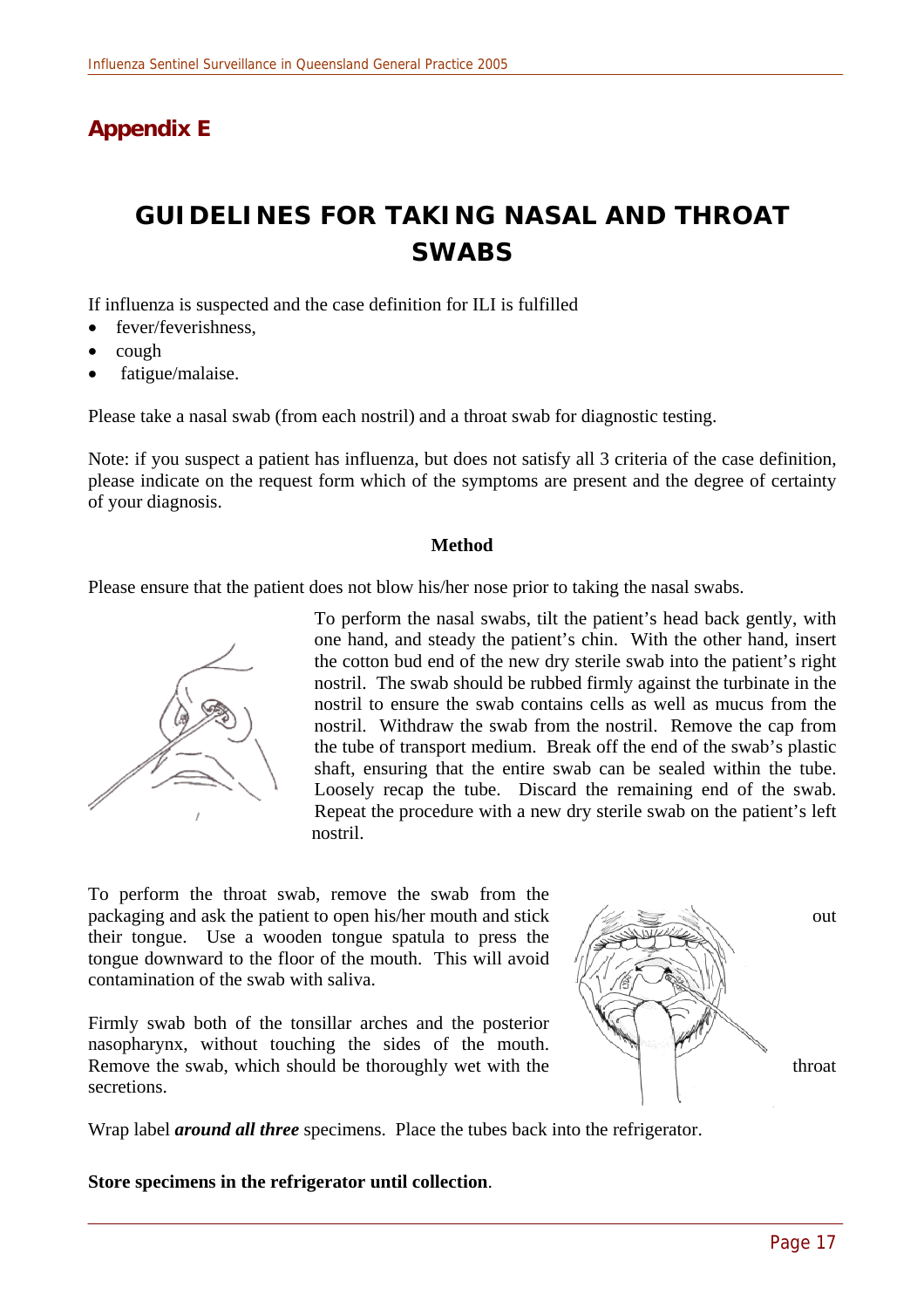## Appendix E

# GUIDELINES FOR TAKING NASAL AND THROAT SWABS

If influenza is suspected and the case definition for ILI is fulfilled

- fever/feverishness,
- cough
- fatigue/malaise.

Please take a nasal swab (from each nostril) and a throat swab for diagnostic testing.

Note: if you suspect a patient has influenza, but does not satisfy all 3 criteria of the case definition, please indicate on the request form which of the symptoms are present and the degree of certainty of your diagnosis.

**Method**

Please ensure that the patient does not blow his/her nose prior to taking the nasal swabs.

To perform the nasal swabs, tilt the patient's head back gently, with one hand, and steady the patient's chin. With the other hand, insert the cotton bud end of the new dry sterile swab into the patient's right nostril. The swab should be rubbed firmly against the turbinate in the nostril to ensure the swab contains cells as well as mucus from the nostril. Withdraw the swab from the nostril. Remove the cap from the tube of transport medium. Break off the end of the swab's plastic shaft, ensuring that the entire swab can be sealed within the tube. Loosely recap the tube. Discard the remaining end of the swab. Repeat the procedure with a new dry sterile swab on the patient's left nostril.

To perform the throat swab, remove the swab from the packaging and ask the patient to open his/her mouth and stick out their tongue. Use a wooden tongue spatula to press the tongue downward to the floor of the mouth. This will avoid contamination of the swab with saliva.

Firmly swab both of the tonsillar arches and the posterior nasopharynx, without touching the sides of the mouth. Remove the swab, which should be thoroughly wet with the throat secretions.

Wrap label ***around all three*** specimens. Place the tubes back into the refrigerator.

**Store specimens in the refrigerator until collection**.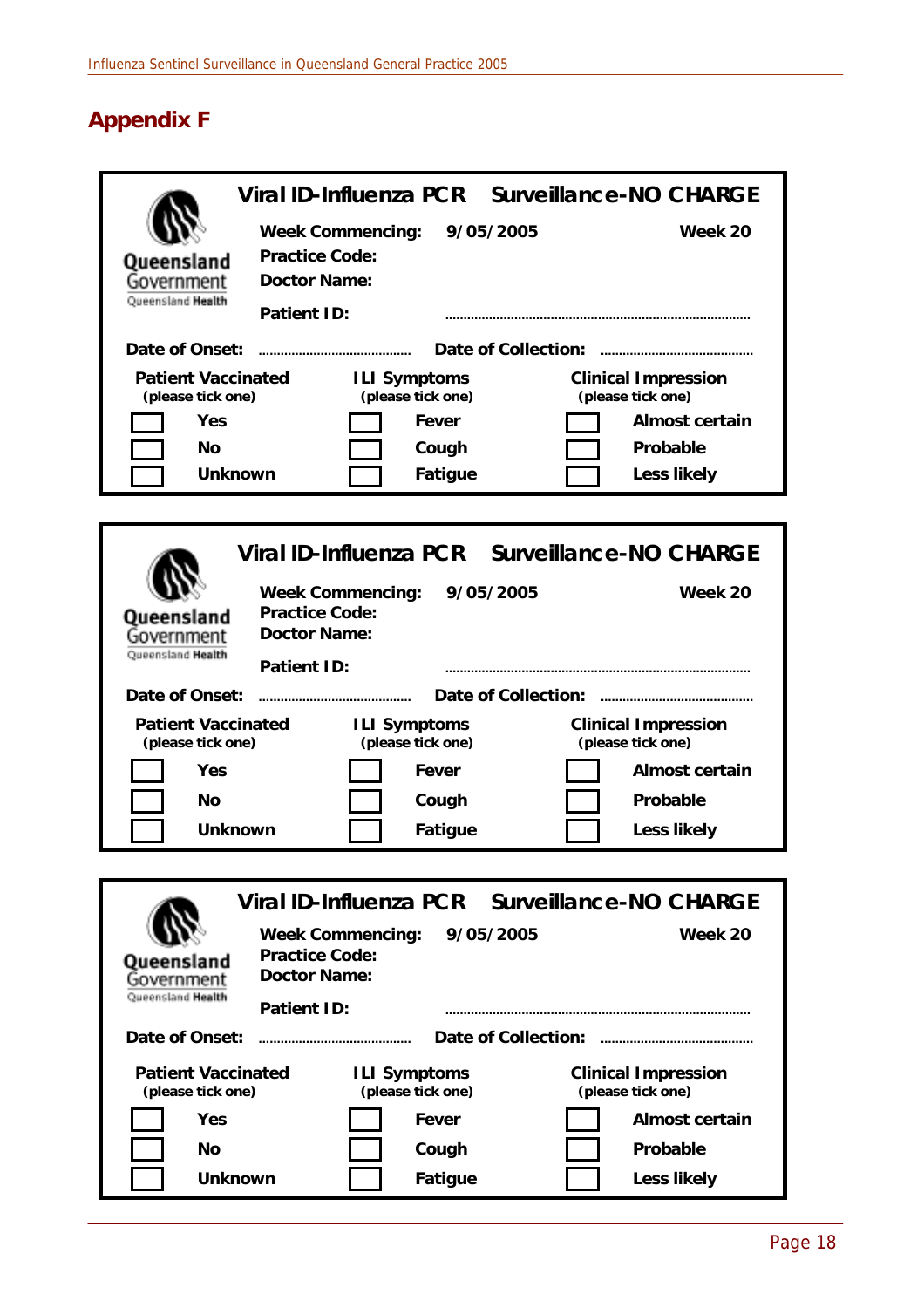## Appendix F

**Queensland Government**
Queensland Health

**Viral ID-Influenza PCR Surveillance-NO CHARGE**

**Week Commencing:** 9/05/2005 **Week 20**
**Practice Code:**
**Doctor Name:**
**Patient ID:** ..................................................................................

**Date of Onset:** .......................................... **Date of Collection:** ..........................................

| Patient Vaccinated (please tick one) | | ILI Symptoms (please tick one) | | Clinical Impression (please tick one) | |
|---|---|---|---|---|---|
| ☐ | Yes | ☐ | Fever | ☐ | Almost certain |
| ☐ | No | ☐ | Cough | ☐ | Probable |
| ☐ | Unknown | ☐ | Fatigue | ☐ | Less likely |

**Queensland Government**
Queensland Health

**Viral ID-Influenza PCR Surveillance-NO CHARGE**

**Week Commencing:** 9/05/2005 **Week 20**
**Practice Code:**
**Doctor Name:**
**Patient ID:** ..................................................................................

**Date of Onset:** .......................................... **Date of Collection:** ..........................................

| Patient Vaccinated (please tick one) | | ILI Symptoms (please tick one) | | Clinical Impression (please tick one) | |
|---|---|---|---|---|---|
| ☐ | Yes | ☐ | Fever | ☐ | Almost certain |
| ☐ | No | ☐ | Cough | ☐ | Probable |
| ☐ | Unknown | ☐ | Fatigue | ☐ | Less likely |

**Queensland Government**
Queensland Health

**Viral ID-Influenza PCR Surveillance-NO CHARGE**

**Week Commencing:** 9/05/2005 **Week 20**
**Practice Code:**
**Doctor Name:**
**Patient ID:** ..................................................................................

**Date of Onset:** .......................................... **Date of Collection:** ..........................................

| Patient Vaccinated (please tick one) | | ILI Symptoms (please tick one) | | Clinical Impression (please tick one) | |
|---|---|---|---|---|---|
| ☐ | Yes | ☐ | Fever | ☐ | Almost certain |
| ☐ | No | ☐ | Cough | ☐ | Probable |
| ☐ | Unknown | ☐ | Fatigue | ☐ | Less likely |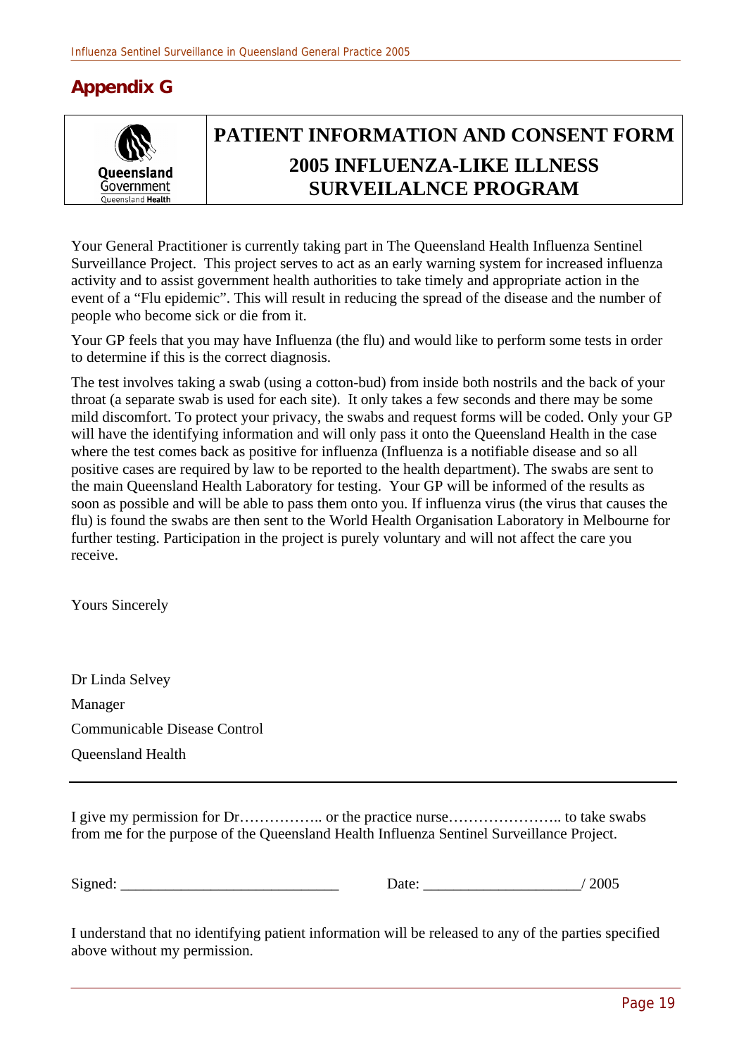## Appendix G

Queensland Government
Queensland Health

# PATIENT INFORMATION AND CONSENT FORM
# 2005 INFLUENZA-LIKE ILLNESS SURVEILALNCE PROGRAM

Your General Practitioner is currently taking part in The Queensland Health Influenza Sentinel Surveillance Project. This project serves to act as an early warning system for increased influenza activity and to assist government health authorities to take timely and appropriate action in the event of a "Flu epidemic". This will result in reducing the spread of the disease and the number of people who become sick or die from it.

Your GP feels that you may have Influenza (the flu) and would like to perform some tests in order to determine if this is the correct diagnosis.

The test involves taking a swab (using a cotton-bud) from inside both nostrils and the back of your throat (a separate swab is used for each site). It only takes a few seconds and there may be some mild discomfort. To protect your privacy, the swabs and request forms will be coded. Only your GP will have the identifying information and will only pass it onto the Queensland Health in the case where the test comes back as positive for influenza (Influenza is a notifiable disease and so all positive cases are required by law to be reported to the health department). The swabs are sent to the main Queensland Health Laboratory for testing. Your GP will be informed of the results as soon as possible and will be able to pass them onto you. If influenza virus (the virus that causes the flu) is found the swabs are then sent to the World Health Organisation Laboratory in Melbourne for further testing. Participation in the project is purely voluntary and will not affect the care you receive.

Yours Sincerely

Dr Linda Selvey

Manager

Communicable Disease Control

Queensland Health

---

I give my permission for Dr…………….. or the practice nurse………………….. to take swabs from me for the purpose of the Queensland Health Influenza Sentinel Surveillance Project.

Signed: ____________________________ Date: ____________________/ 2005

I understand that no identifying patient information will be released to any of the parties specified above without my permission.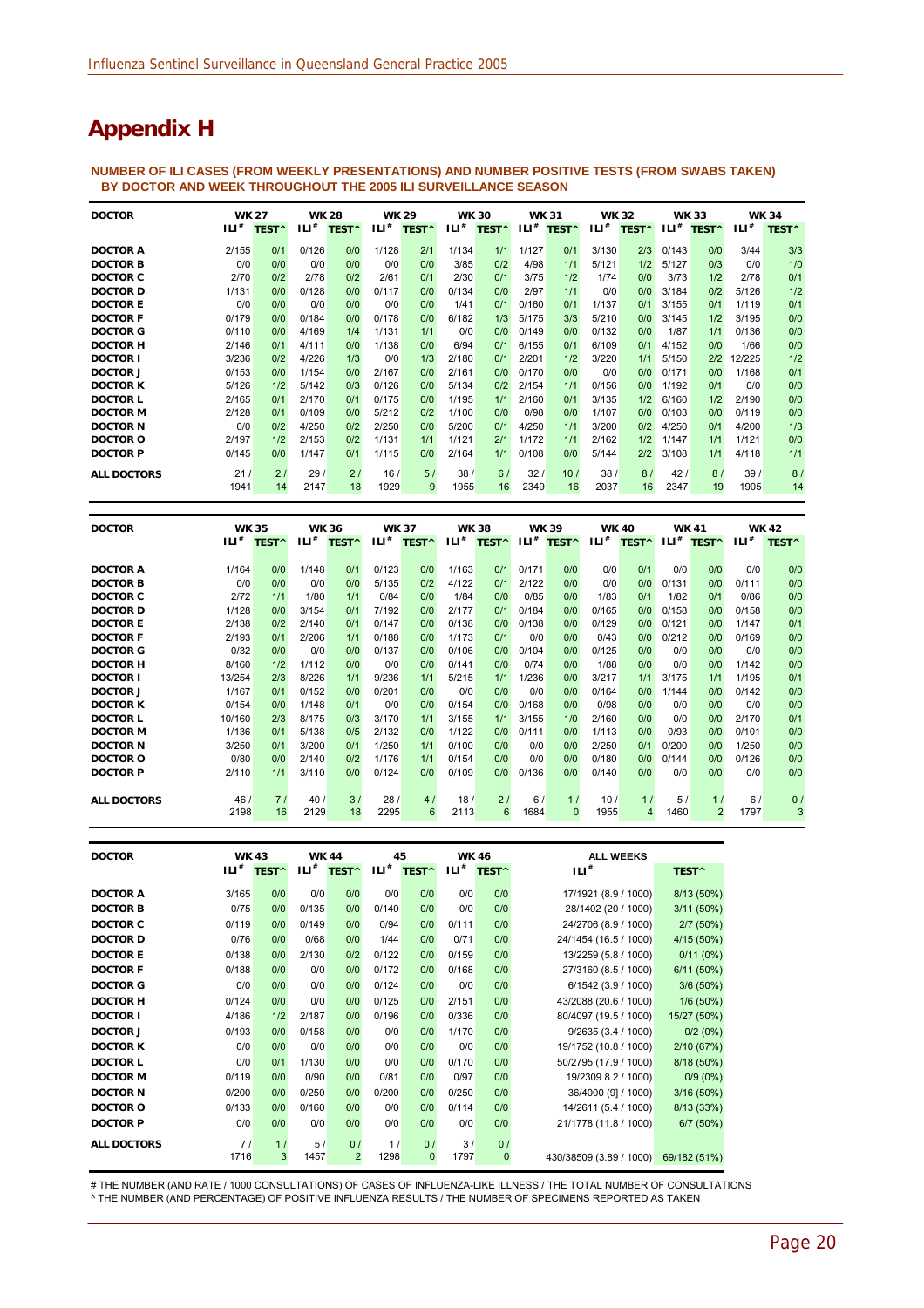# Appendix H

**NUMBER OF ILI CASES (FROM WEEKLY PRESENTATIONS) AND NUMBER POSITIVE TESTS (FROM SWABS TAKEN) BY DOCTOR AND WEEK THROUGHOUT THE 2005 ILI SURVEILLANCE SEASON**

| DOCTOR | WK 27 | | WK 28 | | WK 29 | | WK 30 | | WK 31 | | WK 32 | | WK 33 | | WK 34 | |
|---|---|---|---|---|---|---|---|---|---|---|---|---|---|---|---|---|
| | ILI# | TEST^ | ILI# | TEST^ | ILI# | TEST^ | ILI# | TEST^ | ILI# | TEST^ | ILI# | TEST^ | ILI# | TEST^ | ILI# | TEST^ |
| DOCTOR A | 2/155 | 0/1 | 0/126 | 0/0 | 1/128 | 2/1 | 1/134 | 1/1 | 1/127 | 0/1 | 3/130 | 2/3 | 0/143 | 0/0 | 3/44 | 3/3 |
| DOCTOR B | 0/0 | 0/0 | 0/0 | 0/0 | 0/0 | 0/0 | 3/85 | 0/2 | 4/98 | 1/1 | 5/121 | 1/2 | 5/127 | 0/3 | 0/0 | 1/0 |
| DOCTOR C | 2/70 | 0/2 | 2/78 | 0/2 | 2/61 | 0/1 | 2/30 | 0/1 | 3/75 | 1/2 | 1/74 | 0/0 | 3/73 | 1/2 | 2/78 | 0/1 |
| DOCTOR D | 1/131 | 0/0 | 0/128 | 0/0 | 0/117 | 0/0 | 0/134 | 0/0 | 2/97 | 1/1 | 0/0 | 0/0 | 3/184 | 0/2 | 5/126 | 1/2 |
| DOCTOR E | 0/0 | 0/0 | 0/0 | 0/0 | 0/0 | 0/0 | 1/41 | 0/1 | 0/160 | 0/1 | 1/137 | 0/1 | 3/155 | 0/1 | 1/119 | 0/1 |
| DOCTOR F | 0/179 | 0/0 | 0/184 | 0/0 | 0/178 | 0/0 | 6/182 | 1/3 | 5/175 | 3/3 | 5/210 | 0/0 | 3/145 | 1/2 | 3/195 | 0/0 |
| DOCTOR G | 0/110 | 0/0 | 4/169 | 1/4 | 1/131 | 1/1 | 0/0 | 0/0 | 0/149 | 0/0 | 0/132 | 0/0 | 1/87 | 1/1 | 0/136 | 0/0 |
| DOCTOR H | 2/146 | 0/1 | 4/111 | 0/0 | 1/138 | 0/0 | 6/94 | 0/1 | 6/155 | 0/1 | 6/109 | 0/1 | 4/152 | 0/0 | 1/66 | 0/0 |
| DOCTOR I | 3/236 | 0/2 | 4/226 | 1/3 | 0/0 | 1/3 | 2/180 | 0/1 | 2/201 | 1/2 | 3/220 | 1/1 | 5/150 | 2/2 | 12/225 | 1/2 |
| DOCTOR J | 0/153 | 0/0 | 1/154 | 0/0 | 2/167 | 0/0 | 2/161 | 0/0 | 0/170 | 0/0 | 0/0 | 0/0 | 0/171 | 0/0 | 1/168 | 0/1 |
| DOCTOR K | 5/126 | 1/2 | 5/142 | 0/3 | 0/126 | 0/0 | 5/134 | 0/2 | 2/154 | 1/1 | 0/156 | 0/0 | 1/192 | 0/1 | 0/0 | 0/0 |
| DOCTOR L | 2/165 | 0/1 | 2/170 | 0/1 | 0/175 | 0/0 | 1/195 | 1/1 | 2/160 | 0/1 | 3/135 | 1/2 | 6/160 | 1/2 | 2/190 | 0/0 |
| DOCTOR M | 2/128 | 0/1 | 0/109 | 0/0 | 5/212 | 0/2 | 1/100 | 0/0 | 0/98 | 0/0 | 1/107 | 0/0 | 0/103 | 0/0 | 0/119 | 0/0 |
| DOCTOR N | 0/0 | 0/2 | 4/250 | 0/2 | 2/250 | 0/2 | 5/200 | 0/1 | 4/250 | 1/1 | 3/200 | 0/2 | 4/250 | 0/1 | 4/200 | 1/3 |
| DOCTOR O | 2/197 | 1/2 | 2/153 | 0/2 | 1/131 | 1/1 | 1/121 | 2/1 | 1/172 | 1/1 | 2/162 | 1/2 | 1/147 | 1/1 | 1/121 | 0/0 |
| DOCTOR P | 0/145 | 0/0 | 1/147 | 0/1 | 1/115 | 0/0 | 2/164 | 1/1 | 0/108 | 0/0 | 5/144 | 2/2 | 3/108 | 1/1 | 4/118 | 1/1 |
| ALL DOCTORS | 21 / 1941 | 2 / 14 | 29 / 2147 | 2 / 18 | 16 / 1929 | 5 / 9 | 38 / 1955 | 6 / 16 | 32 / 2349 | 10 / 16 | 38 / 2037 | 8 / 16 | 42 / 2347 | 8 / 19 | 39 / 1905 | 8 / 14 |

| DOCTOR | WK 35 | | WK 36 | | WK 37 | | WK 38 | | WK 39 | | WK 40 | | WK 41 | | WK 42 | |
|---|---|---|---|---|---|---|---|---|---|---|---|---|---|---|---|---|
| | ILI# | TEST^ | ILI# | TEST^ | ILI# | TEST^ | ILI# | TEST^ | ILI# | TEST^ | ILI# | TEST^ | ILI# | TEST^ | ILI# | TEST^ |
| DOCTOR A | 1/164 | 0/0 | 1/148 | 0/1 | 0/123 | 0/0 | 1/163 | 0/1 | 0/171 | 0/0 | 0/0 | 0/1 | 0/0 | 0/0 | 0/0 | 0/0 |
| DOCTOR B | 0/0 | 0/0 | 0/0 | 0/0 | 5/135 | 0/2 | 4/122 | 0/1 | 2/122 | 0/0 | 0/0 | 0/0 | 0/131 | 0/0 | 0/111 | 0/0 |
| DOCTOR C | 2/72 | 1/1 | 1/80 | 1/1 | 0/84 | 0/0 | 1/84 | 0/0 | 0/85 | 0/0 | 1/83 | 0/1 | 1/82 | 0/1 | 0/86 | 0/0 |
| DOCTOR D | 1/128 | 0/0 | 3/154 | 0/1 | 7/192 | 0/0 | 2/177 | 0/1 | 0/184 | 0/0 | 0/165 | 0/0 | 0/158 | 0/0 | 0/158 | 0/0 |
| DOCTOR E | 2/138 | 0/2 | 2/140 | 0/1 | 0/147 | 0/0 | 0/138 | 0/0 | 0/138 | 0/0 | 0/129 | 0/0 | 0/121 | 0/0 | 1/147 | 0/1 |
| DOCTOR F | 2/193 | 0/1 | 2/206 | 1/1 | 0/188 | 0/0 | 1/173 | 0/1 | 0/0 | 0/0 | 0/43 | 0/0 | 0/212 | 0/0 | 0/169 | 0/0 |
| DOCTOR G | 0/32 | 0/0 | 0/0 | 0/0 | 0/137 | 0/0 | 0/106 | 0/0 | 0/104 | 0/0 | 0/125 | 0/0 | 0/0 | 0/0 | 0/0 | 0/0 |
| DOCTOR H | 8/160 | 1/2 | 1/112 | 0/0 | 0/0 | 0/0 | 0/141 | 0/0 | 0/74 | 0/0 | 1/88 | 0/0 | 0/0 | 0/0 | 1/142 | 0/0 |
| DOCTOR I | 13/254 | 2/3 | 8/226 | 1/1 | 9/236 | 1/1 | 5/215 | 1/1 | 1/236 | 0/0 | 3/217 | 1/1 | 3/175 | 1/1 | 1/195 | 0/1 |
| DOCTOR J | 1/167 | 0/1 | 0/152 | 0/0 | 0/201 | 0/0 | 0/0 | 0/0 | 0/0 | 0/0 | 0/164 | 0/0 | 1/144 | 0/0 | 0/142 | 0/0 |
| DOCTOR K | 0/154 | 0/0 | 1/148 | 0/1 | 0/0 | 0/0 | 0/154 | 0/0 | 0/168 | 0/0 | 0/98 | 0/0 | 0/0 | 0/0 | 0/0 | 0/0 |
| DOCTOR L | 10/160 | 2/3 | 8/175 | 0/3 | 3/170 | 1/1 | 3/155 | 1/1 | 3/155 | 1/0 | 2/160 | 0/0 | 0/0 | 0/0 | 2/170 | 0/1 |
| DOCTOR M | 1/136 | 0/1 | 5/138 | 0/5 | 2/132 | 0/0 | 1/122 | 0/0 | 0/111 | 0/0 | 1/113 | 0/0 | 0/93 | 0/0 | 0/101 | 0/0 |
| DOCTOR N | 3/250 | 0/1 | 3/200 | 0/1 | 1/250 | 1/1 | 0/100 | 0/0 | 0/0 | 0/0 | 2/250 | 0/1 | 0/200 | 0/0 | 1/250 | 0/0 |
| DOCTOR O | 0/80 | 0/0 | 2/140 | 0/2 | 1/176 | 1/1 | 0/154 | 0/0 | 0/0 | 0/0 | 0/180 | 0/0 | 0/144 | 0/0 | 0/126 | 0/0 |
| DOCTOR P | 2/110 | 1/1 | 3/110 | 0/0 | 0/124 | 0/0 | 0/109 | 0/0 | 0/136 | 0/0 | 0/140 | 0/0 | 0/0 | 0/0 | 0/0 | 0/0 |
| ALL DOCTORS | 46 / 2198 | 7 / 16 | 40 / 2129 | 3 / 18 | 28 / 2295 | 4 / 6 | 18 / 2113 | 2 / 6 | 6 / 1684 | 1 / 0 | 10 / 1955 | 1 / 4 | 5 / 1460 | 1 / 2 | 6 / 1797 | 0 / 3 |

| DOCTOR | WK 43 | | WK 44 | | 45 | | WK 46 | | ALL WEEKS | |
|---|---|---|---|---|---|---|---|---|---|---|
| | ILI# | TEST^ | ILI# | TEST^ | ILI# | TEST^ | ILI# | TEST^ | ILI# | TEST^ |
| DOCTOR A | 3/165 | 0/0 | 0/0 | 0/0 | 0/0 | 0/0 | 0/0 | 0/0 | 17/1921 (8.9 / 1000) | 8/13 (50%) |
| DOCTOR B | 0/75 | 0/0 | 0/135 | 0/0 | 0/140 | 0/0 | 0/0 | 0/0 | 28/1402 (20 / 1000) | 3/11 (50%) |
| DOCTOR C | 0/119 | 0/0 | 0/149 | 0/0 | 0/94 | 0/0 | 0/111 | 0/0 | 24/2706 (8.9 / 1000) | 2/7 (50%) |
| DOCTOR D | 0/76 | 0/0 | 0/68 | 0/0 | 1/44 | 0/0 | 0/71 | 0/0 | 24/1454 (16.5 / 1000) | 4/15 (50%) |
| DOCTOR E | 0/138 | 0/0 | 2/130 | 0/2 | 0/122 | 0/0 | 0/159 | 0/0 | 13/2259 (5.8 / 1000) | 0/11 (0%) |
| DOCTOR F | 0/188 | 0/0 | 0/0 | 0/0 | 0/172 | 0/0 | 0/168 | 0/0 | 27/3160 (8.5 / 1000) | 6/11 (50%) |
| DOCTOR G | 0/0 | 0/0 | 0/0 | 0/0 | 0/124 | 0/0 | 0/0 | 0/0 | 6/1542 (3.9 / 1000) | 3/6 (50%) |
| DOCTOR H | 0/124 | 0/0 | 0/0 | 0/0 | 0/125 | 0/0 | 2/151 | 0/0 | 43/2088 (20.6 / 1000) | 1/6 (50%) |
| DOCTOR I | 4/186 | 1/2 | 2/187 | 0/0 | 0/196 | 0/0 | 0/336 | 0/0 | 80/4097 (19.5 / 1000) | 15/27 (50%) |
| DOCTOR J | 0/193 | 0/0 | 0/158 | 0/0 | 0/0 | 0/0 | 1/170 | 0/0 | 9/2635 (3.4 / 1000) | 0/2 (0%) |
| DOCTOR K | 0/0 | 0/0 | 0/0 | 0/0 | 0/0 | 0/0 | 0/0 | 0/0 | 19/1752 (10.8 / 1000) | 2/10 (67%) |
| DOCTOR L | 0/0 | 0/1 | 1/130 | 0/0 | 0/0 | 0/0 | 0/170 | 0/0 | 50/2795 (17.9 / 1000) | 8/18 (50%) |
| DOCTOR M | 0/119 | 0/0 | 0/90 | 0/0 | 0/81 | 0/0 | 0/97 | 0/0 | 19/2309 8.2 / 1000) | 0/9 (0%) |
| DOCTOR N | 0/200 | 0/0 | 0/250 | 0/0 | 0/200 | 0/0 | 0/250 | 0/0 | 36/4000 (9] / 1000) | 3/16 (50%) |
| DOCTOR O | 0/133 | 0/0 | 0/160 | 0/0 | 0/0 | 0/0 | 0/114 | 0/0 | 14/2611 (5.4 / 1000) | 8/13 (33%) |
| DOCTOR P | 0/0 | 0/0 | 0/0 | 0/0 | 0/0 | 0/0 | 0/0 | 0/0 | 21/1778 (11.8 / 1000) | 6/7 (50%) |
| ALL DOCTORS | 7 / 1716 | 1 / 3 | 5 / 1457 | 0 / 2 | 1 / 1298 | 0 / 0 | 3 / 1797 | 0 / 0 | 430/38509 (3.89 / 1000) | 69/182 (51%) |

# THE NUMBER (AND RATE / 1000 CONSULTATIONS) OF CASES OF INFLUENZA-LIKE ILLNESS / THE TOTAL NUMBER OF CONSULTATIONS
^ THE NUMBER (AND PERCENTAGE) OF POSITIVE INFLUENZA RESULTS / THE NUMBER OF SPECIMENS REPORTED AS TAKEN